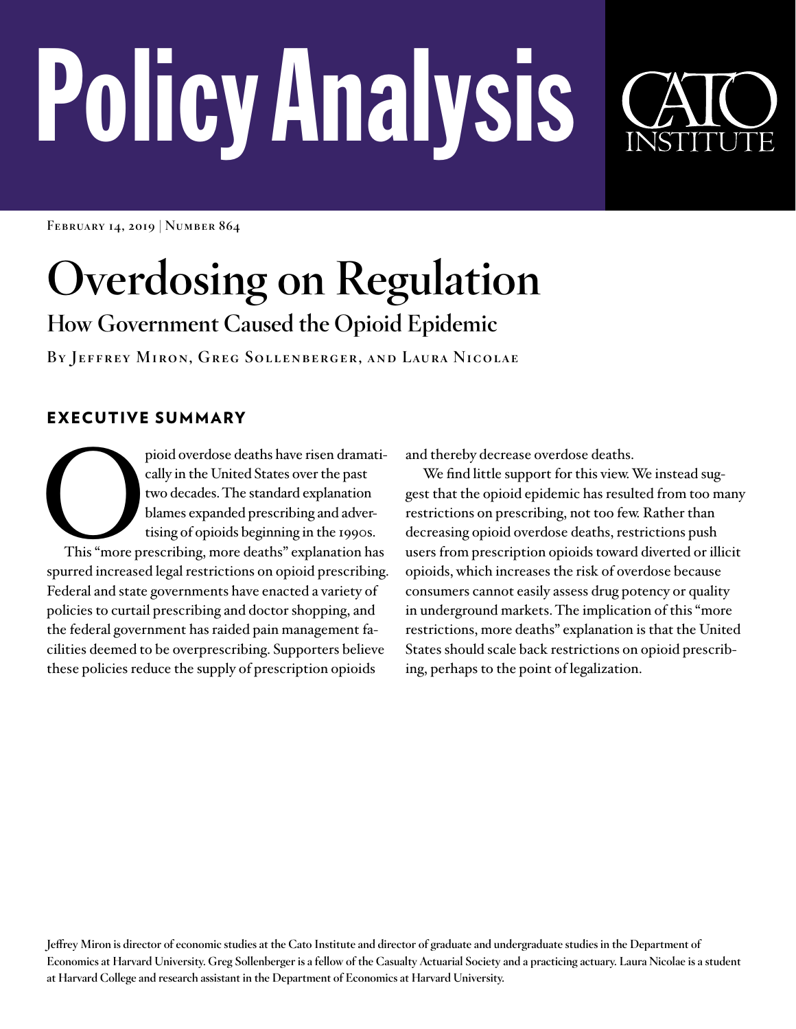# Policy Analysis

CATO INSTITUTE

February 14, 2019 | Number 864

# Overdosing on Regulation

## How Government Caused the Opioid Epidemic

By Jeffrey Miron, Greg Sollenberger, and Laura Nicolae

### EXECUTIVE SUMMARY

Opioid overdose deaths have risen dramatically in the United States over the past two decades. The standard explanation blames expanded prescribing and advertising of opioids beginning in the 1990s.

This "more prescribing, more deaths" explanation has spurred increased legal restrictions on opioid prescribing. Federal and state governments have enacted a variety of policies to curtail prescribing and doctor shopping, and the federal government has raided pain management facilities deemed to be overprescribing. Supporters believe these policies reduce the supply of prescription opioids and thereby decrease overdose deaths.

We find little support for this view. We instead suggest that the opioid epidemic has resulted from too many restrictions on prescribing, not too few. Rather than decreasing opioid overdose deaths, restrictions push users from prescription opioids toward diverted or illicit opioids, which increases the risk of overdose because consumers cannot easily assess drug potency or quality in underground markets. The implication of this "more restrictions, more deaths" explanation is that the United States should scale back restrictions on opioid prescribing, perhaps to the point of legalization.

Jeffrey Miron is director of economic studies at the Cato Institute and director of graduate and undergraduate studies in the Department of Economics at Harvard University. Greg Sollenberger is a fellow of the Casualty Actuarial Society and a practicing actuary. Laura Nicolae is a student at Harvard College and research assistant in the Department of Economics at Harvard University.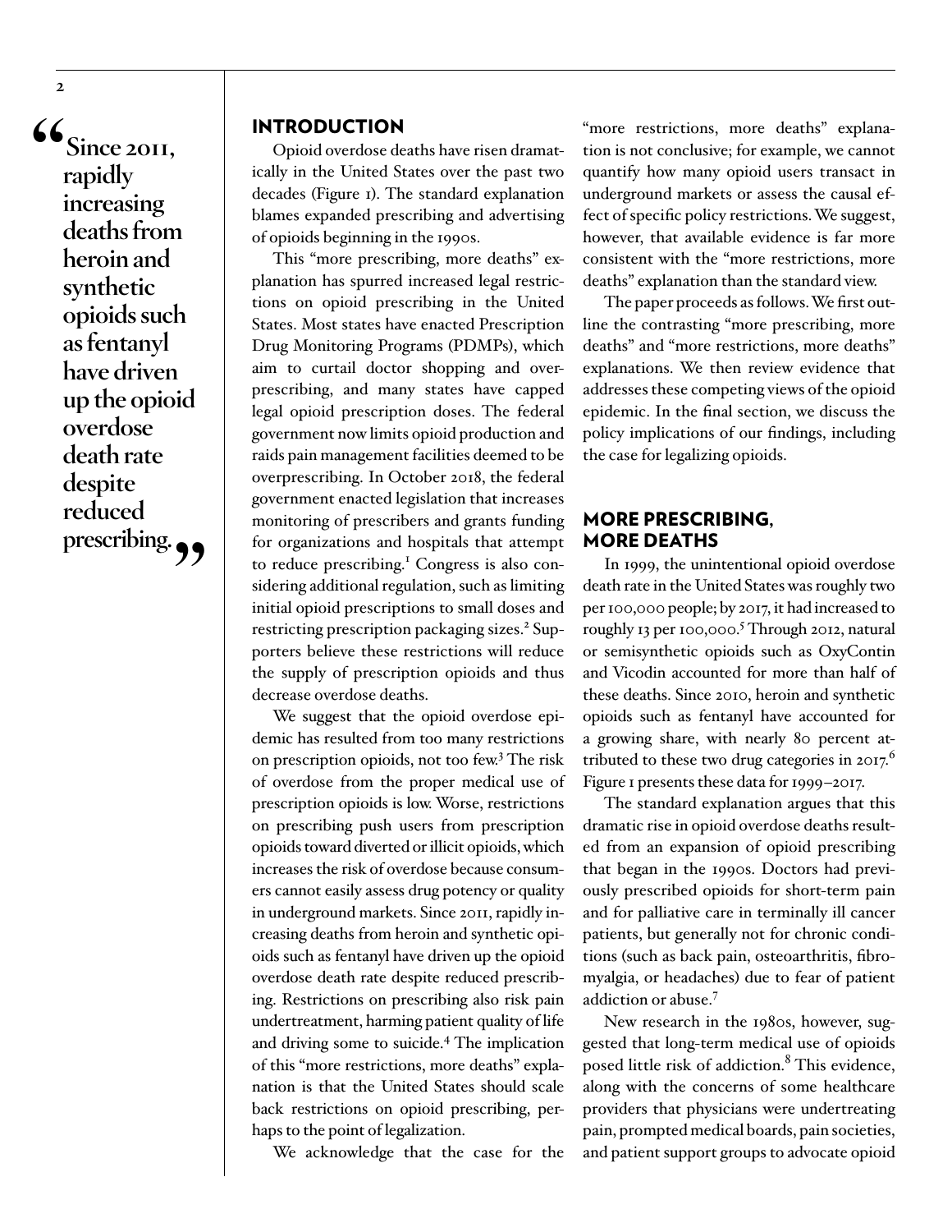> "Since 2011, rapidly increasing deaths from heroin and synthetic opioids such as fentanyl have driven up the opioid overdose death rate despite reduced prescribing."

## INTRODUCTION

Opioid overdose deaths have risen dramatically in the United States over the past two decades (Figure 1). The standard explanation blames expanded prescribing and advertising of opioids beginning in the 1990s.

This "more prescribing, more deaths" explanation has spurred increased legal restrictions on opioid prescribing in the United States. Most states have enacted Prescription Drug Monitoring Programs (PDMPs), which aim to curtail doctor shopping and overprescribing, and many states have capped legal opioid prescription doses. The federal government now limits opioid production and raids pain management facilities deemed to be overprescribing. In October 2018, the federal government enacted legislation that increases monitoring of prescribers and grants funding for organizations and hospitals that attempt to reduce prescribing.[1] Congress is also considering additional regulation, such as limiting initial opioid prescriptions to small doses and restricting prescription packaging sizes.[2] Supporters believe these restrictions will reduce the supply of prescription opioids and thus decrease overdose deaths.

We suggest that the opioid overdose epidemic has resulted from too many restrictions on prescription opioids, not too few.[3] The risk of overdose from the proper medical use of prescription opioids is low. Worse, restrictions on prescribing push users from prescription opioids toward diverted or illicit opioids, which increases the risk of overdose because consumers cannot easily assess drug potency or quality in underground markets. Since 2011, rapidly increasing deaths from heroin and synthetic opioids such as fentanyl have driven up the opioid overdose death rate despite reduced prescribing. Restrictions on prescribing also risk pain undertreatment, harming patient quality of life and driving some to suicide.[4] The implication of this "more restrictions, more deaths" explanation is that the United States should scale back restrictions on opioid prescribing, perhaps to the point of legalization.

We acknowledge that the case for the "more restrictions, more deaths" explanation is not conclusive; for example, we cannot quantify how many opioid users transact in underground markets or assess the causal effect of specific policy restrictions. We suggest, however, that available evidence is far more consistent with the "more restrictions, more deaths" explanation than the standard view.

The paper proceeds as follows. We first outline the contrasting "more prescribing, more deaths" and "more restrictions, more deaths" explanations. We then review evidence that addresses these competing views of the opioid epidemic. In the final section, we discuss the policy implications of our findings, including the case for legalizing opioids.

## MORE PRESCRIBING, MORE DEATHS

In 1999, the unintentional opioid overdose death rate in the United States was roughly two per 100,000 people; by 2017, it had increased to roughly 13 per 100,000.[5] Through 2012, natural or semisynthetic opioids such as OxyContin and Vicodin accounted for more than half of these deaths. Since 2010, heroin and synthetic opioids such as fentanyl have accounted for a growing share, with nearly 80 percent attributed to these two drug categories in 2017.[6] Figure 1 presents these data for 1999–2017.

The standard explanation argues that this dramatic rise in opioid overdose deaths resulted from an expansion of opioid prescribing that began in the 1990s. Doctors had previously prescribed opioids for short-term pain and for palliative care in terminally ill cancer patients, but generally not for chronic conditions (such as back pain, osteoarthritis, fibromyalgia, or headaches) due to fear of patient addiction or abuse.[7]

New research in the 1980s, however, suggested that long-term medical use of opioids posed little risk of addiction.[8] This evidence, along with the concerns of some healthcare providers that physicians were undertreating pain, prompted medical boards, pain societies, and patient support groups to advocate opioid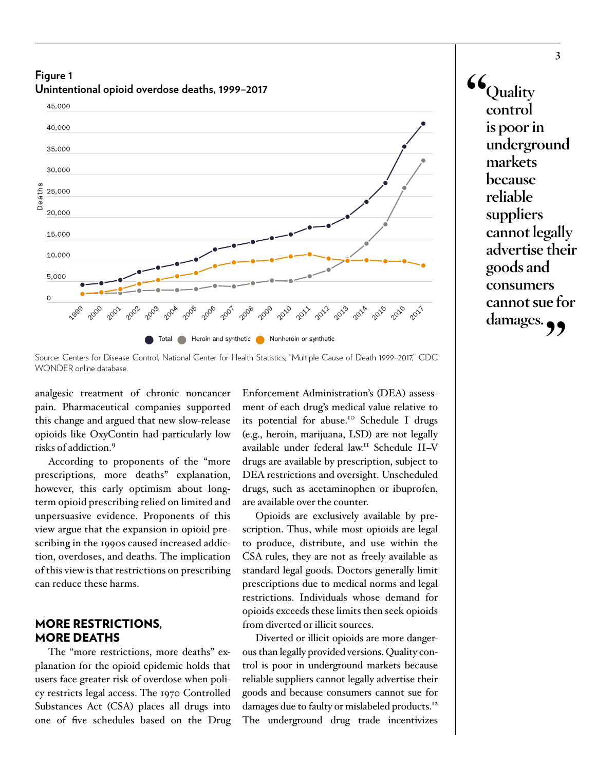**Figure 1**
**Unintentional opioid overdose deaths, 1999–2017**

Source: Centers for Disease Control, National Center for Health Statistics, "Multiple Cause of Death 1999–2017," CDC WONDER online database.

analgesic treatment of chronic noncancer pain. Pharmaceutical companies supported this change and argued that new slow-release opioids like OxyContin had particularly low risks of addiction.[9]

According to proponents of the "more prescriptions, more deaths" explanation, however, this early optimism about long-term opioid prescribing relied on limited and unpersuasive evidence. Proponents of this view argue that the expansion in opioid prescribing in the 1990s caused increased addiction, overdoses, and deaths. The implication of this view is that restrictions on prescribing can reduce these harms.

## MORE RESTRICTIONS, MORE DEATHS

The "more restrictions, more deaths" explanation for the opioid epidemic holds that users face greater risk of overdose when policy restricts legal access. The 1970 Controlled Substances Act (CSA) places all drugs into one of five schedules based on the Drug Enforcement Administration's (DEA) assessment of each drug's medical value relative to its potential for abuse.[10] Schedule I drugs (e.g., heroin, marijuana, LSD) are not legally available under federal law.[11] Schedule II–V drugs are available by prescription, subject to DEA restrictions and oversight. Unscheduled drugs, such as acetaminophen or ibuprofen, are available over the counter.

Opioids are exclusively available by prescription. Thus, while most opioids are legal to produce, distribute, and use within the CSA rules, they are not as freely available as standard legal goods. Doctors generally limit prescriptions due to medical norms and legal restrictions. Individuals whose demand for opioids exceeds these limits then seek opioids from diverted or illicit sources.

Diverted or illicit opioids are more dangerous than legally provided versions. Quality control is poor in underground markets because reliable suppliers cannot legally advertise their goods and because consumers cannot sue for damages due to faulty or mislabeled products.[12] The underground drug trade incentivizes

> "Quality control is poor in underground markets because reliable suppliers cannot legally advertise their goods and consumers cannot sue for damages."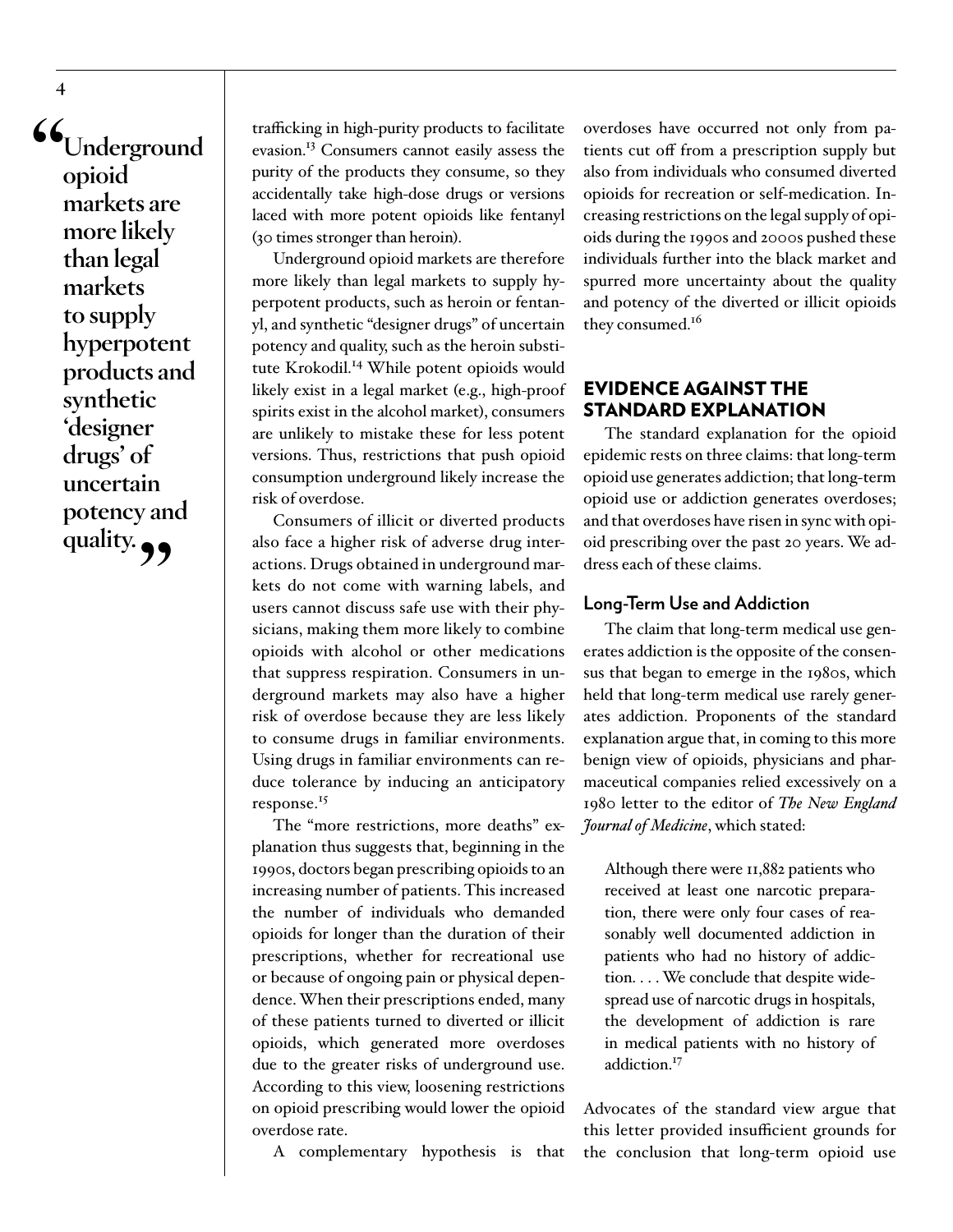> "Underground opioid markets are more likely than legal markets to supply hyperpotent products and synthetic 'designer drugs' of uncertain potency and quality."

trafficking in high-purity products to facilitate evasion.[13] Consumers cannot easily assess the purity of the products they consume, so they accidentally take high-dose drugs or versions laced with more potent opioids like fentanyl (30 times stronger than heroin).

Underground opioid markets are therefore more likely than legal markets to supply hyperpotent products, such as heroin or fentanyl, and synthetic "designer drugs" of uncertain potency and quality, such as the heroin substitute Krokodil.[14] While potent opioids would likely exist in a legal market (e.g., high-proof spirits exist in the alcohol market), consumers are unlikely to mistake these for less potent versions. Thus, restrictions that push opioid consumption underground likely increase the risk of overdose.

Consumers of illicit or diverted products also face a higher risk of adverse drug interactions. Drugs obtained in underground markets do not come with warning labels, and users cannot discuss safe use with their physicians, making them more likely to combine opioids with alcohol or other medications that suppress respiration. Consumers in underground markets may also have a higher risk of overdose because they are less likely to consume drugs in familiar environments. Using drugs in familiar environments can reduce tolerance by inducing an anticipatory response.[15]

The "more restrictions, more deaths" explanation thus suggests that, beginning in the 1990s, doctors began prescribing opioids to an increasing number of patients. This increased the number of individuals who demanded opioids for longer than the duration of their prescriptions, whether for recreational use or because of ongoing pain or physical dependence. When their prescriptions ended, many of these patients turned to diverted or illicit opioids, which generated more overdoses due to the greater risks of underground use. According to this view, loosening restrictions on opioid prescribing would lower the opioid overdose rate.

A complementary hypothesis is that overdoses have occurred not only from patients cut off from a prescription supply but also from individuals who consumed diverted opioids for recreation or self-medication. Increasing restrictions on the legal supply of opioids during the 1990s and 2000s pushed these individuals further into the black market and spurred more uncertainty about the quality and potency of the diverted or illicit opioids they consumed.[16]

## EVIDENCE AGAINST THE STANDARD EXPLANATION

The standard explanation for the opioid epidemic rests on three claims: that long-term opioid use generates addiction; that long-term opioid use or addiction generates overdoses; and that overdoses have risen in sync with opioid prescribing over the past 20 years. We address each of these claims.

### Long-Term Use and Addiction

The claim that long-term medical use generates addiction is the opposite of the consensus that began to emerge in the 1980s, which held that long-term medical use rarely generates addiction. Proponents of the standard explanation argue that, in coming to this more benign view of opioids, physicians and pharmaceutical companies relied excessively on a 1980 letter to the editor of *The New England Journal of Medicine*, which stated:

> Although there were 11,882 patients who received at least one narcotic preparation, there were only four cases of reasonably well documented addiction in patients who had no history of addiction. . . . We conclude that despite widespread use of narcotic drugs in hospitals, the development of addiction is rare in medical patients with no history of addiction.[17]

Advocates of the standard view argue that this letter provided insufficient grounds for the conclusion that long-term opioid use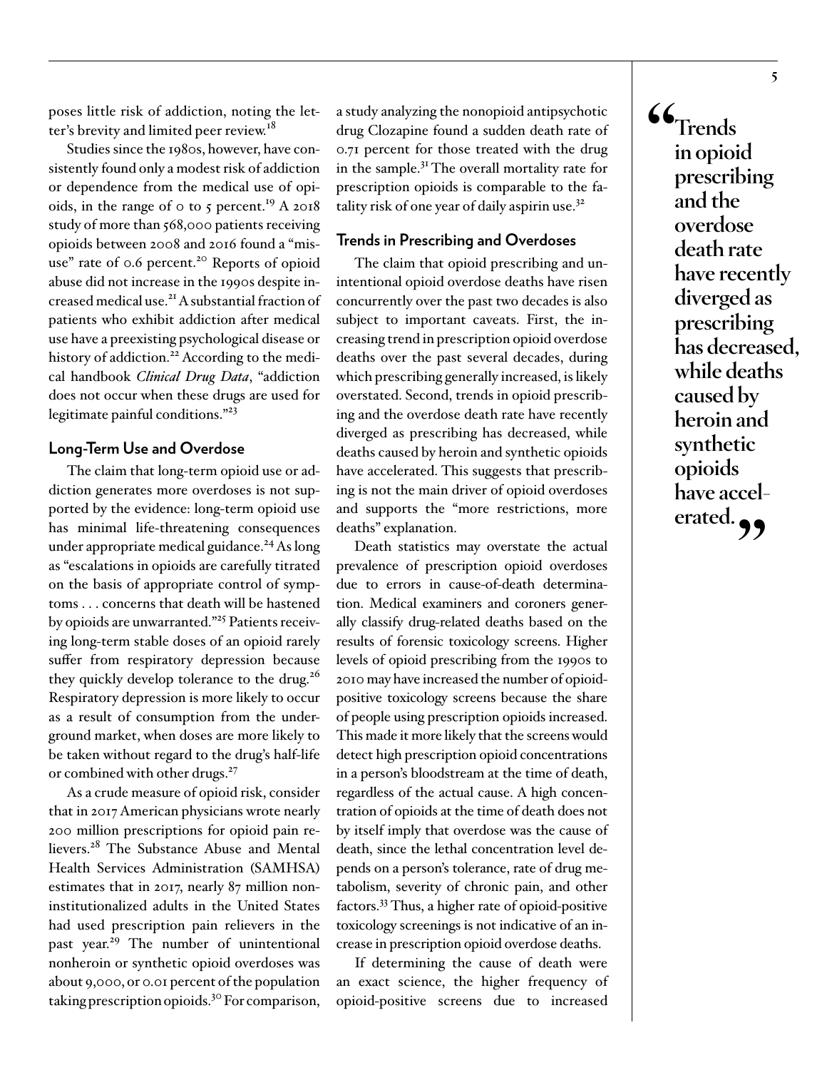poses little risk of addiction, noting the letter's brevity and limited peer review.[18]

Studies since the 1980s, however, have consistently found only a modest risk of addiction or dependence from the medical use of opioids, in the range of 0 to 5 percent.[19] A 2018 study of more than 568,000 patients receiving opioids between 2008 and 2016 found a "misuse" rate of 0.6 percent.[20] Reports of opioid abuse did not increase in the 1990s despite increased medical use.[21] A substantial fraction of patients who exhibit addiction after medical use have a preexisting psychological disease or history of addiction.[22] According to the medical handbook *Clinical Drug Data*, "addiction does not occur when these drugs are used for legitimate painful conditions."[23]

## Long-Term Use and Overdose

The claim that long-term opioid use or addiction generates more overdoses is not supported by the evidence: long-term opioid use has minimal life-threatening consequences under appropriate medical guidance.[24] As long as "escalations in opioids are carefully titrated on the basis of appropriate control of symptoms . . . concerns that death will be hastened by opioids are unwarranted."[25] Patients receiving long-term stable doses of an opioid rarely suffer from respiratory depression because they quickly develop tolerance to the drug.[26] Respiratory depression is more likely to occur as a result of consumption from the underground market, when doses are more likely to be taken without regard to the drug's half-life or combined with other drugs.[27]

As a crude measure of opioid risk, consider that in 2017 American physicians wrote nearly 200 million prescriptions for opioid pain relievers.[28] The Substance Abuse and Mental Health Services Administration (SAMHSA) estimates that in 2017, nearly 87 million noninstitutionalized adults in the United States had used prescription pain relievers in the past year.[29] The number of unintentional nonheroin or synthetic opioid overdoses was about 9,000, or 0.01 percent of the population taking prescription opioids.[30] For comparison, a study analyzing the nonopioid antipsychotic drug Clozapine found a sudden death rate of 0.71 percent for those treated with the drug in the sample.[31] The overall mortality rate for prescription opioids is comparable to the fatality risk of one year of daily aspirin use.[32]

## Trends in Prescribing and Overdoses

The claim that opioid prescribing and unintentional opioid overdose deaths have risen concurrently over the past two decades is also subject to important caveats. First, the increasing trend in prescription opioid overdose deaths over the past several decades, during which prescribing generally increased, is likely overstated. Second, trends in opioid prescribing and the overdose death rate have recently diverged as prescribing has decreased, while deaths caused by heroin and synthetic opioids have accelerated. This suggests that prescribing is not the main driver of opioid overdoses and supports the "more restrictions, more deaths" explanation.

> **"Trends in opioid prescribing and the overdose death rate have recently diverged as prescribing has decreased, while deaths caused by heroin and synthetic opioids have accelerated."**

Death statistics may overstate the actual prevalence of prescription opioid overdoses due to errors in cause-of-death determination. Medical examiners and coroners generally classify drug-related deaths based on the results of forensic toxicology screens. Higher levels of opioid prescribing from the 1990s to 2010 may have increased the number of opioid-positive toxicology screens because the share of people using prescription opioids increased. This made it more likely that the screens would detect high prescription opioid concentrations in a person's bloodstream at the time of death, regardless of the actual cause. A high concentration of opioids at the time of death does not by itself imply that overdose was the cause of death, since the lethal concentration level depends on a person's tolerance, rate of drug metabolism, severity of chronic pain, and other factors.[33] Thus, a higher rate of opioid-positive toxicology screenings is not indicative of an increase in prescription opioid overdose deaths.

If determining the cause of death were an exact science, the higher frequency of opioid-positive screens due to increased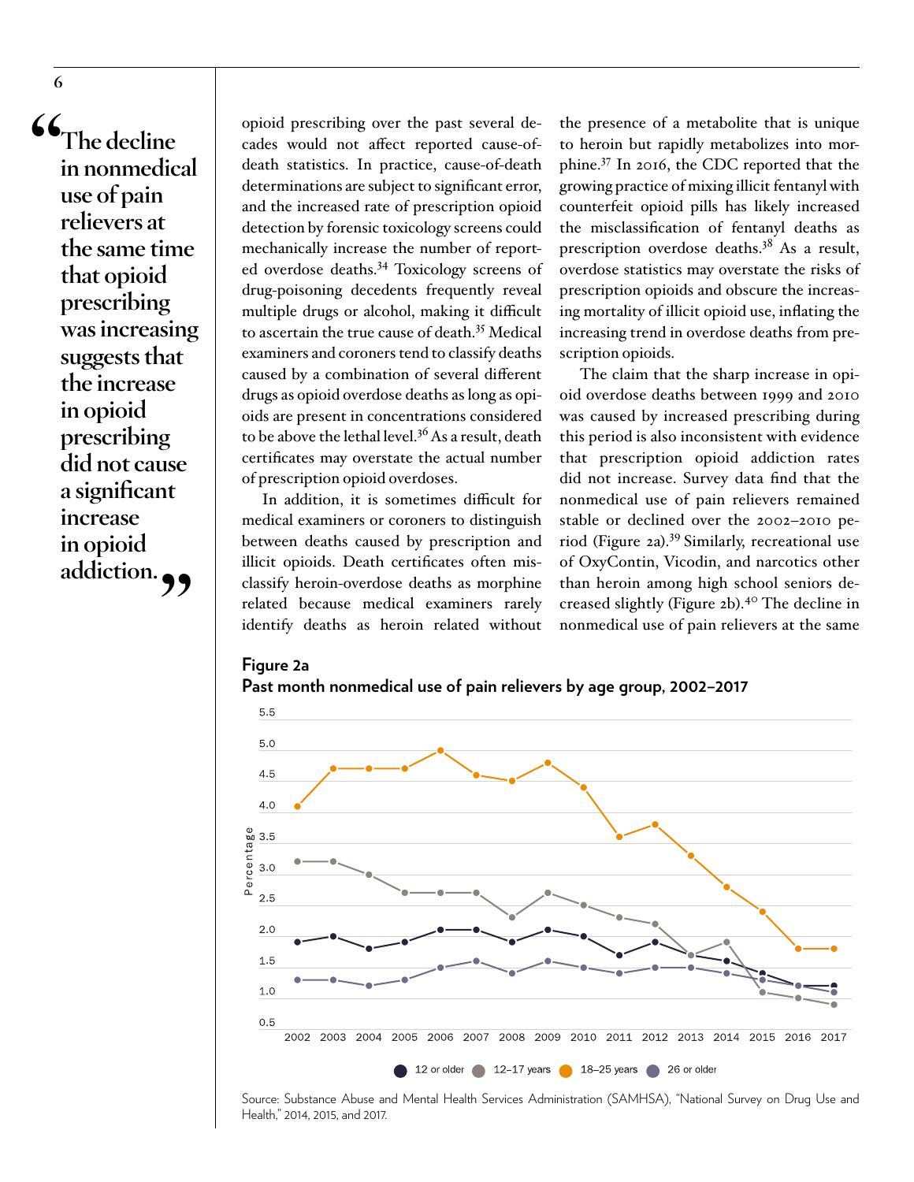> "The decline in nonmedical use of pain relievers at the same time that opioid prescribing was increasing suggests that the increase in opioid prescribing did not cause a significant increase in opioid addiction."

opioid prescribing over the past several decades would not affect reported cause-of-death statistics. In practice, cause-of-death determinations are subject to significant error, and the increased rate of prescription opioid detection by forensic toxicology screens could mechanically increase the number of reported overdose deaths.[34] Toxicology screens of drug-poisoning decedents frequently reveal multiple drugs or alcohol, making it difficult to ascertain the true cause of death.[35] Medical examiners and coroners tend to classify deaths caused by a combination of several different drugs as opioid overdose deaths as long as opioids are present in concentrations considered to be above the lethal level.[36] As a result, death certificates may overstate the actual number of prescription opioid overdoses.

In addition, it is sometimes difficult for medical examiners or coroners to distinguish between deaths caused by prescription and illicit opioids. Death certificates often misclassify heroin-overdose deaths as morphine related because medical examiners rarely identify deaths as heroin related without the presence of a metabolite that is unique to heroin but rapidly metabolizes into morphine.[37] In 2016, the CDC reported that the growing practice of mixing illicit fentanyl with counterfeit opioid pills has likely increased the misclassification of fentanyl deaths as prescription overdose deaths.[38] As a result, overdose statistics may overstate the risks of prescription opioids and obscure the increasing mortality of illicit opioid use, inflating the increasing trend in overdose deaths from prescription opioids.

The claim that the sharp increase in opioid overdose deaths between 1999 and 2010 was caused by increased prescribing during this period is also inconsistent with evidence that prescription opioid addiction rates did not increase. Survey data find that the nonmedical use of pain relievers remained stable or declined over the 2002–2010 period (Figure 2a).[39] Similarly, recreational use of OxyContin, Vicodin, and narcotics other than heroin among high school seniors decreased slightly (Figure 2b).[40] The decline in nonmedical use of pain relievers at the same

**Figure 2a**
**Past month nonmedical use of pain relievers by age group, 2002–2017**

| Year | 12 or older | 12–17 years | 18–25 years | 26 or older |
|---|---|---|---|---|
| 2002 | 1.9 | 3.2 | 4.1 | 1.3 |
| 2003 | 2.0 | 3.2 | 4.7 | 1.3 |
| 2004 | 1.8 | 3.0 | 4.7 | 1.2 |
| 2005 | 1.9 | 2.7 | 4.7 | 1.3 |
| 2006 | 2.1 | 2.7 | 5.0 | 1.5 |
| 2007 | 2.1 | 2.7 | 4.6 | 1.6 |
| 2008 | 1.9 | 2.3 | 4.5 | 1.4 |
| 2009 | 2.1 | 2.7 | 4.8 | 1.6 |
| 2010 | 2.0 | 2.5 | 4.4 | 1.5 |
| 2011 | 1.7 | 2.3 | 3.6 | 1.4 |
| 2012 | 1.9 | 2.2 | 3.8 | 1.5 |
| 2013 | 1.7 | 1.7 | 3.3 | 1.5 |
| 2014 | 1.6 | 1.9 | 2.8 | 1.4 |
| 2015 | 1.4 | 1.1 | 2.4 | 1.3 |
| 2016 | 1.2 | 1.0 | 1.8 | 1.2 |
| 2017 | 1.2 | 0.9 | 1.8 | 1.1 |

Source: Substance Abuse and Mental Health Services Administration (SAMHSA), "National Survey on Drug Use and Health," 2014, 2015, and 2017.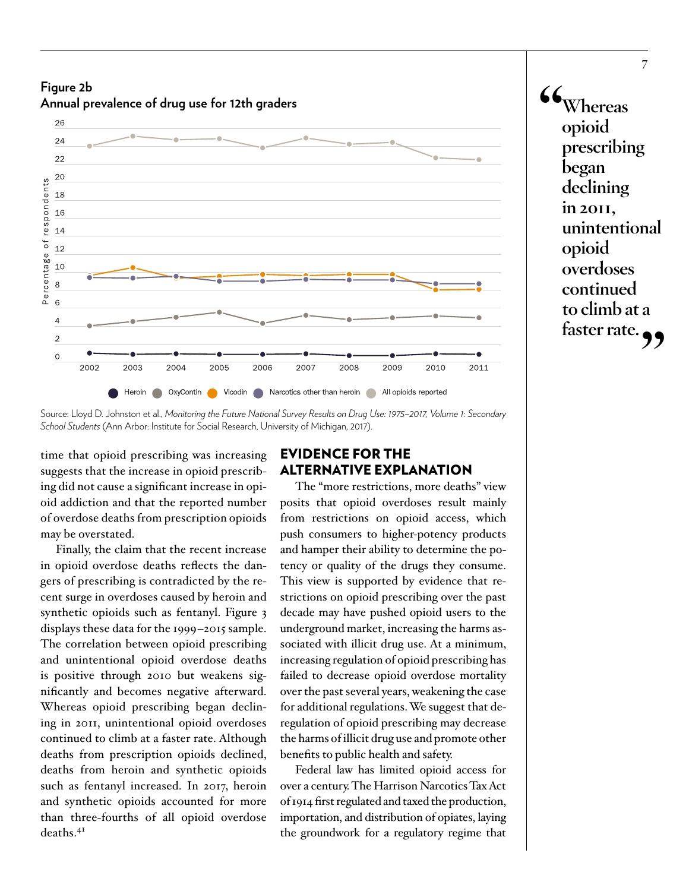**Figure 2b**
**Annual prevalence of drug use for 12th graders**

Source: Lloyd D. Johnston et al., *Monitoring the Future National Survey Results on Drug Use: 1975–2017, Volume 1: Secondary School Students* (Ann Arbor: Institute for Social Research, University of Michigan, 2017).

time that opioid prescribing was increasing suggests that the increase in opioid prescribing did not cause a significant increase in opioid addiction and that the reported number of overdose deaths from prescription opioids may be overstated.

Finally, the claim that the recent increase in opioid overdose deaths reflects the dangers of prescribing is contradicted by the recent surge in overdoses caused by heroin and synthetic opioids such as fentanyl. Figure 3 displays these data for the 1999–2015 sample. The correlation between opioid prescribing and unintentional opioid overdose deaths is positive through 2010 but weakens significantly and becomes negative afterward. Whereas opioid prescribing began declining in 2011, unintentional opioid overdoses continued to climb at a faster rate. Although deaths from prescription opioids declined, deaths from heroin and synthetic opioids such as fentanyl increased. In 2017, heroin and synthetic opioids accounted for more than three-fourths of all opioid overdose deaths.[41]

> **"Whereas opioid prescribing began declining in 2011, unintentional opioid overdoses continued to climb at a faster rate."**

## EVIDENCE FOR THE ALTERNATIVE EXPLANATION

The "more restrictions, more deaths" view posits that opioid overdoses result mainly from restrictions on opioid access, which push consumers to higher-potency products and hamper their ability to determine the potency or quality of the drugs they consume. This view is supported by evidence that restrictions on opioid prescribing over the past decade may have pushed opioid users to the underground market, increasing the harms associated with illicit drug use. At a minimum, increasing regulation of opioid prescribing has failed to decrease opioid overdose mortality over the past several years, weakening the case for additional regulations. We suggest that deregulation of opioid prescribing may decrease the harms of illicit drug use and promote other benefits to public health and safety.

Federal law has limited opioid access for over a century. The Harrison Narcotics Tax Act of 1914 first regulated and taxed the production, importation, and distribution of opiates, laying the groundwork for a regulatory regime that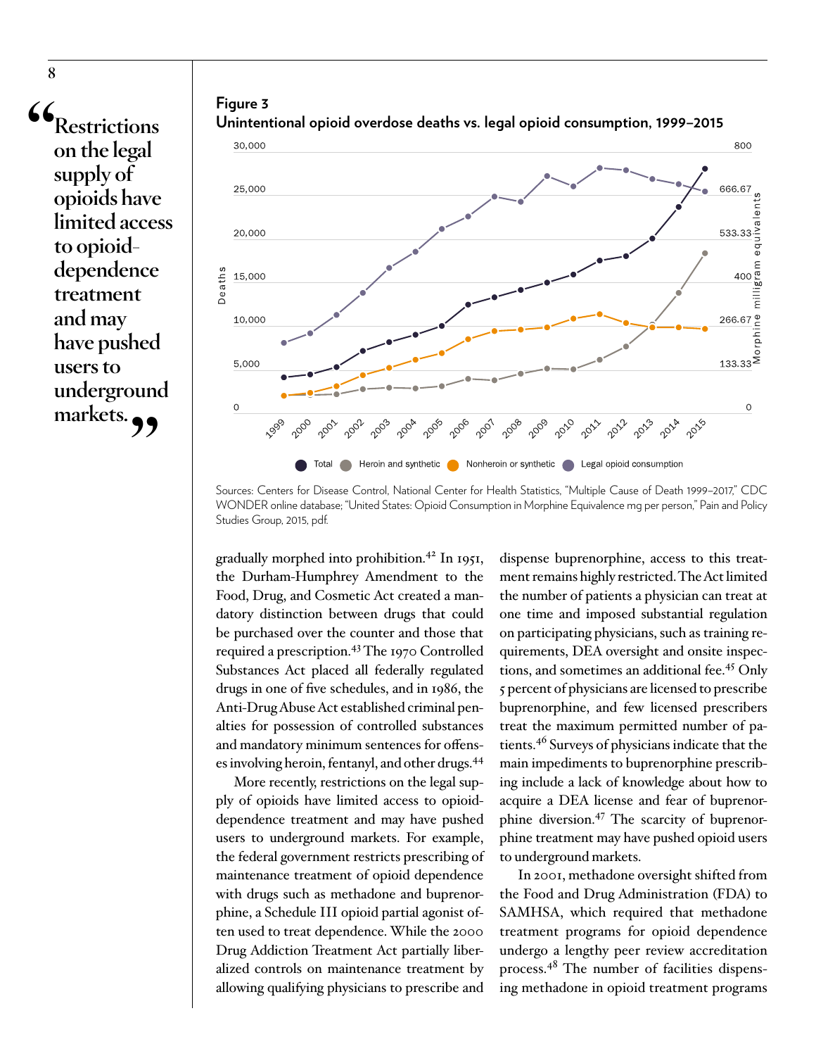> "Restrictions on the legal supply of opioids have limited access to opioid-dependence treatment and may have pushed users to underground markets."

**Figure 3**
**Unintentional opioid overdose deaths vs. legal opioid consumption, 1999–2015**

Sources: Centers for Disease Control, National Center for Health Statistics, "Multiple Cause of Death 1999–2017," CDC WONDER online database; "United States: Opioid Consumption in Morphine Equivalence mg per person," Pain and Policy Studies Group, 2015, pdf.

gradually morphed into prohibition.[42] In 1951, the Durham-Humphrey Amendment to the Food, Drug, and Cosmetic Act created a mandatory distinction between drugs that could be purchased over the counter and those that required a prescription.[43] The 1970 Controlled Substances Act placed all federally regulated drugs in one of five schedules, and in 1986, the Anti-Drug Abuse Act established criminal penalties for possession of controlled substances and mandatory minimum sentences for offenses involving heroin, fentanyl, and other drugs.[44]

More recently, restrictions on the legal supply of opioids have limited access to opioid-dependence treatment and may have pushed users to underground markets. For example, the federal government restricts prescribing of maintenance treatment of opioid dependence with drugs such as methadone and buprenorphine, a Schedule III opioid partial agonist often used to treat dependence. While the 2000 Drug Addiction Treatment Act partially liberalized controls on maintenance treatment by allowing qualifying physicians to prescribe and dispense buprenorphine, access to this treatment remains highly restricted. The Act limited the number of patients a physician can treat at one time and imposed substantial regulation on participating physicians, such as training requirements, DEA oversight and onsite inspections, and sometimes an additional fee.[45] Only 5 percent of physicians are licensed to prescribe buprenorphine, and few licensed prescribers treat the maximum permitted number of patients.[46] Surveys of physicians indicate that the main impediments to buprenorphine prescribing include a lack of knowledge about how to acquire a DEA license and fear of buprenorphine diversion.[47] The scarcity of buprenorphine treatment may have pushed opioid users to underground markets.

In 2001, methadone oversight shifted from the Food and Drug Administration (FDA) to SAMHSA, which required that methadone treatment programs for opioid dependence undergo a lengthy peer review accreditation process.[48] The number of facilities dispensing methadone in opioid treatment programs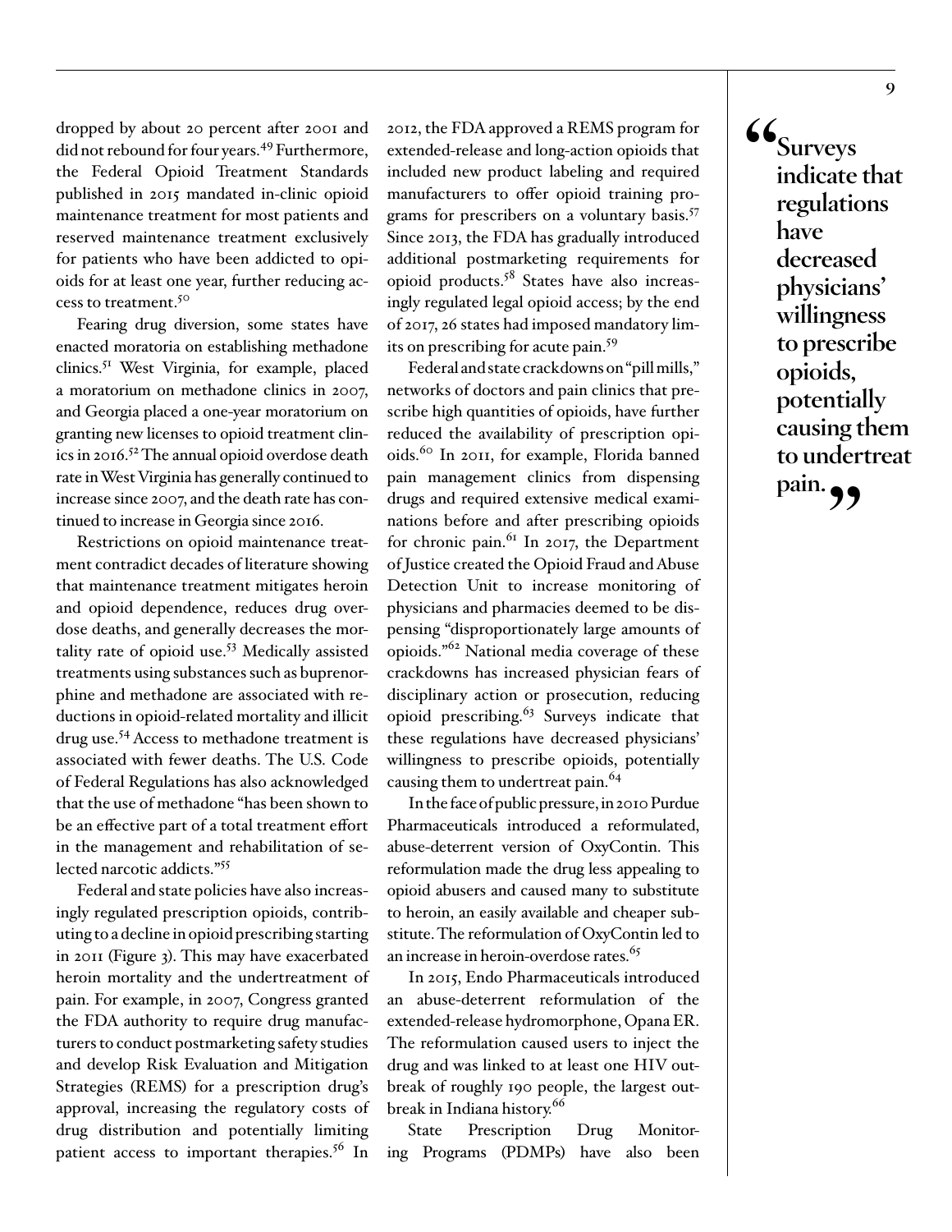dropped by about 20 percent after 2001 and did not rebound for four years.[49] Furthermore, the Federal Opioid Treatment Standards published in 2015 mandated in-clinic opioid maintenance treatment for most patients and reserved maintenance treatment exclusively for patients who have been addicted to opioids for at least one year, further reducing access to treatment.[50]

Fearing drug diversion, some states have enacted moratoria on establishing methadone clinics.[51] West Virginia, for example, placed a moratorium on methadone clinics in 2007, and Georgia placed a one-year moratorium on granting new licenses to opioid treatment clinics in 2016.[52] The annual opioid overdose death rate in West Virginia has generally continued to increase since 2007, and the death rate has continued to increase in Georgia since 2016.

Restrictions on opioid maintenance treatment contradict decades of literature showing that maintenance treatment mitigates heroin and opioid dependence, reduces drug overdose deaths, and generally decreases the mortality rate of opioid use.[53] Medically assisted treatments using substances such as buprenorphine and methadone are associated with reductions in opioid-related mortality and illicit drug use.[54] Access to methadone treatment is associated with fewer deaths. The U.S. Code of Federal Regulations has also acknowledged that the use of methadone "has been shown to be an effective part of a total treatment effort in the management and rehabilitation of selected narcotic addicts."[55]

Federal and state policies have also increasingly regulated prescription opioids, contributing to a decline in opioid prescribing starting in 2011 (Figure 3). This may have exacerbated heroin mortality and the undertreatment of pain. For example, in 2007, Congress granted the FDA authority to require drug manufacturers to conduct postmarketing safety studies and develop Risk Evaluation and Mitigation Strategies (REMS) for a prescription drug's approval, increasing the regulatory costs of drug distribution and potentially limiting patient access to important therapies.[56] In 2012, the FDA approved a REMS program for extended-release and long-action opioids that included new product labeling and required manufacturers to offer opioid training programs for prescribers on a voluntary basis.[57] Since 2013, the FDA has gradually introduced additional postmarketing requirements for opioid products.[58] States have also increasingly regulated legal opioid access; by the end of 2017, 26 states had imposed mandatory limits on prescribing for acute pain.[59]

Federal and state crackdowns on "pill mills," networks of doctors and pain clinics that prescribe high quantities of opioids, have further reduced the availability of prescription opioids.[60] In 2011, for example, Florida banned pain management clinics from dispensing drugs and required extensive medical examinations before and after prescribing opioids for chronic pain.[61] In 2017, the Department of Justice created the Opioid Fraud and Abuse Detection Unit to increase monitoring of physicians and pharmacies deemed to be dispensing "disproportionately large amounts of opioids."[62] National media coverage of these crackdowns has increased physician fears of disciplinary action or prosecution, reducing opioid prescribing.[63] Surveys indicate that these regulations have decreased physicians' willingness to prescribe opioids, potentially causing them to undertreat pain.[64]

In the face of public pressure, in 2010 Purdue Pharmaceuticals introduced a reformulated, abuse-deterrent version of OxyContin. This reformulation made the drug less appealing to opioid abusers and caused many to substitute to heroin, an easily available and cheaper substitute. The reformulation of OxyContin led to an increase in heroin-overdose rates.[65]

In 2015, Endo Pharmaceuticals introduced an abuse-deterrent reformulation of the extended-release hydromorphone, Opana ER. The reformulation caused users to inject the drug and was linked to at least one HIV outbreak of roughly 190 people, the largest outbreak in Indiana history.[66]

State Prescription Drug Monitoring Programs (PDMPs) have also been

> **"Surveys indicate that regulations have decreased physicians' willingness to prescribe opioids, potentially causing them to undertreat pain."**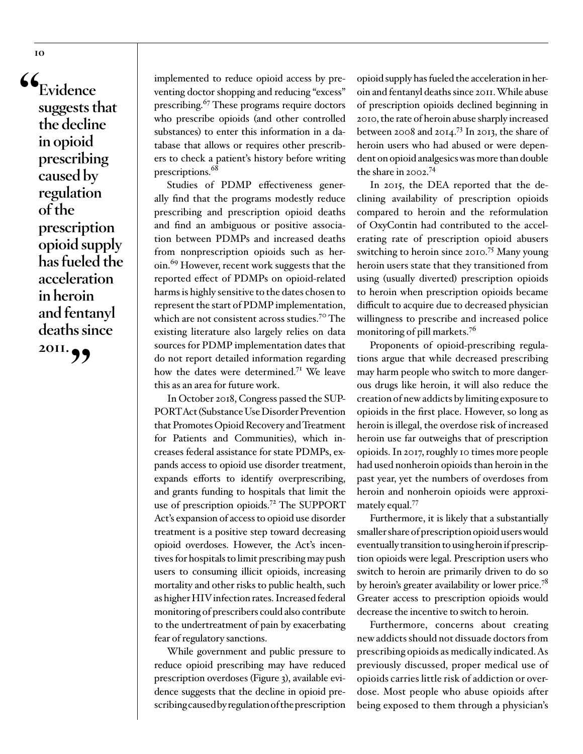> "Evidence suggests that the decline in opioid prescribing caused by regulation of the prescription opioid supply has fueled the acceleration in heroin and fentanyl deaths since 2011."

implemented to reduce opioid access by preventing doctor shopping and reducing "excess" prescribing.[67] These programs require doctors who prescribe opioids (and other controlled substances) to enter this information in a database that allows or requires other prescribers to check a patient's history before writing prescriptions.[68]

Studies of PDMP effectiveness generally find that the programs modestly reduce prescribing and prescription opioid deaths and find an ambiguous or positive association between PDMPs and increased deaths from nonprescription opioids such as heroin.[69] However, recent work suggests that the reported effect of PDMPs on opioid-related harms is highly sensitive to the dates chosen to represent the start of PDMP implementation, which are not consistent across studies.[70] The existing literature also largely relies on data sources for PDMP implementation dates that do not report detailed information regarding how the dates were determined.[71] We leave this as an area for future work.

In October 2018, Congress passed the SUPPORT Act (Substance Use Disorder Prevention that Promotes Opioid Recovery and Treatment for Patients and Communities), which increases federal assistance for state PDMPs, expands access to opioid use disorder treatment, expands efforts to identify overprescribing, and grants funding to hospitals that limit the use of prescription opioids.[72] The SUPPORT Act's expansion of access to opioid use disorder treatment is a positive step toward decreasing opioid overdoses. However, the Act's incentives for hospitals to limit prescribing may push users to consuming illicit opioids, increasing mortality and other risks to public health, such as higher HIV infection rates. Increased federal monitoring of prescribers could also contribute to the undertreatment of pain by exacerbating fear of regulatory sanctions.

While government and public pressure to reduce opioid prescribing may have reduced prescription overdoses (Figure 3), available evidence suggests that the decline in opioid prescribing caused by regulation of the prescription opioid supply has fueled the acceleration in heroin and fentanyl deaths since 2011. While abuse of prescription opioids declined beginning in 2010, the rate of heroin abuse sharply increased between 2008 and 2014.[73] In 2013, the share of heroin users who had abused or were dependent on opioid analgesics was more than double the share in 2002.[74]

In 2015, the DEA reported that the declining availability of prescription opioids compared to heroin and the reformulation of OxyContin had contributed to the accelerating rate of prescription opioid abusers switching to heroin since 2010.[75] Many young heroin users state that they transitioned from using (usually diverted) prescription opioids to heroin when prescription opioids became difficult to acquire due to decreased physician willingness to prescribe and increased police monitoring of pill markets.[76]

Proponents of opioid-prescribing regulations argue that while decreased prescribing may harm people who switch to more dangerous drugs like heroin, it will also reduce the creation of new addicts by limiting exposure to opioids in the first place. However, so long as heroin is illegal, the overdose risk of increased heroin use far outweighs that of prescription opioids. In 2017, roughly 10 times more people had used nonheroin opioids than heroin in the past year, yet the numbers of overdoses from heroin and nonheroin opioids were approximately equal.[77]

Furthermore, it is likely that a substantially smaller share of prescription opioid users would eventually transition to using heroin if prescription opioids were legal. Prescription users who switch to heroin are primarily driven to do so by heroin's greater availability or lower price.[78] Greater access to prescription opioids would decrease the incentive to switch to heroin.

Furthermore, concerns about creating new addicts should not dissuade doctors from prescribing opioids as medically indicated. As previously discussed, proper medical use of opioids carries little risk of addiction or overdose. Most people who abuse opioids after being exposed to them through a physician's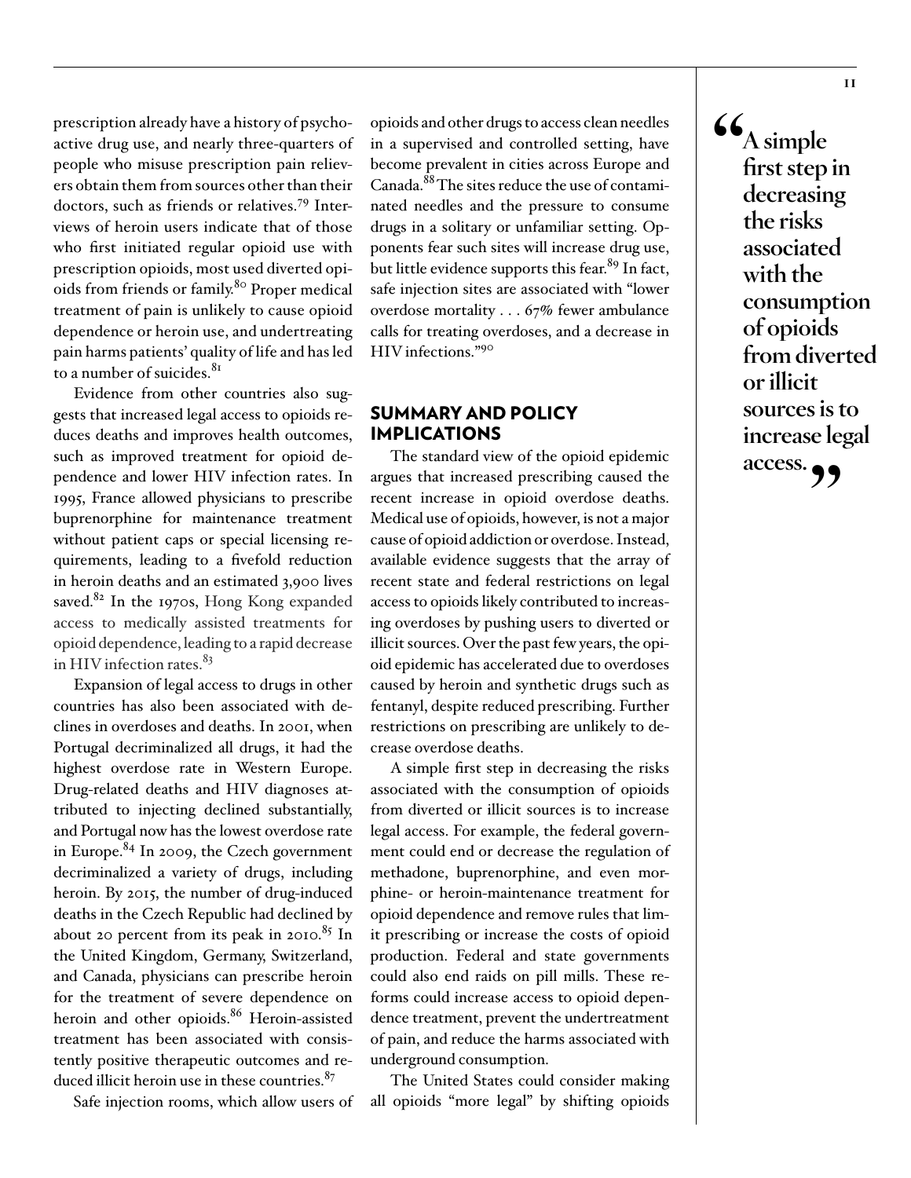prescription already have a history of psychoactive drug use, and nearly three-quarters of people who misuse prescription pain relievers obtain them from sources other than their doctors, such as friends or relatives.[79] Interviews of heroin users indicate that of those who first initiated regular opioid use with prescription opioids, most used diverted opioids from friends or family.[80] Proper medical treatment of pain is unlikely to cause opioid dependence or heroin use, and undertreating pain harms patients' quality of life and has led to a number of suicides.[81]

Evidence from other countries also suggests that increased legal access to opioids reduces deaths and improves health outcomes, such as improved treatment for opioid dependence and lower HIV infection rates. In 1995, France allowed physicians to prescribe buprenorphine for maintenance treatment without patient caps or special licensing requirements, leading to a fivefold reduction in heroin deaths and an estimated 3,900 lives saved.[82] In the 1970s, Hong Kong expanded access to medically assisted treatments for opioid dependence, leading to a rapid decrease in HIV infection rates.[83]

Expansion of legal access to drugs in other countries has also been associated with declines in overdoses and deaths. In 2001, when Portugal decriminalized all drugs, it had the highest overdose rate in Western Europe. Drug-related deaths and HIV diagnoses attributed to injecting declined substantially, and Portugal now has the lowest overdose rate in Europe.[84] In 2009, the Czech government decriminalized a variety of drugs, including heroin. By 2015, the number of drug-induced deaths in the Czech Republic had declined by about 20 percent from its peak in 2010.[85] In the United Kingdom, Germany, Switzerland, and Canada, physicians can prescribe heroin for the treatment of severe dependence on heroin and other opioids.[86] Heroin-assisted treatment has been associated with consistently positive therapeutic outcomes and reduced illicit heroin use in these countries.[87]

Safe injection rooms, which allow users of opioids and other drugs to access clean needles in a supervised and controlled setting, have become prevalent in cities across Europe and Canada.[88] The sites reduce the use of contaminated needles and the pressure to consume drugs in a solitary or unfamiliar setting. Opponents fear such sites will increase drug use, but little evidence supports this fear.[89] In fact, safe injection sites are associated with "lower overdose mortality . . . 67% fewer ambulance calls for treating overdoses, and a decrease in HIV infections."[90]

## SUMMARY AND POLICY IMPLICATIONS

The standard view of the opioid epidemic argues that increased prescribing caused the recent increase in opioid overdose deaths. Medical use of opioids, however, is not a major cause of opioid addiction or overdose. Instead, available evidence suggests that the array of recent state and federal restrictions on legal access to opioids likely contributed to increasing overdoses by pushing users to diverted or illicit sources. Over the past few years, the opioid epidemic has accelerated due to overdoses caused by heroin and synthetic drugs such as fentanyl, despite reduced prescribing. Further restrictions on prescribing are unlikely to decrease overdose deaths.

A simple first step in decreasing the risks associated with the consumption of opioids from diverted or illicit sources is to increase legal access. For example, the federal government could end or decrease the regulation of methadone, buprenorphine, and even morphine- or heroin-maintenance treatment for opioid dependence and remove rules that limit prescribing or increase the costs of opioid production. Federal and state governments could also end raids on pill mills. These reforms could increase access to opioid dependence treatment, prevent the undertreatment of pain, and reduce the harms associated with underground consumption.

The United States could consider making all opioids "more legal" by shifting opioids

> **"A simple first step in decreasing the risks associated with the consumption of opioids from diverted or illicit sources is to increase legal access."**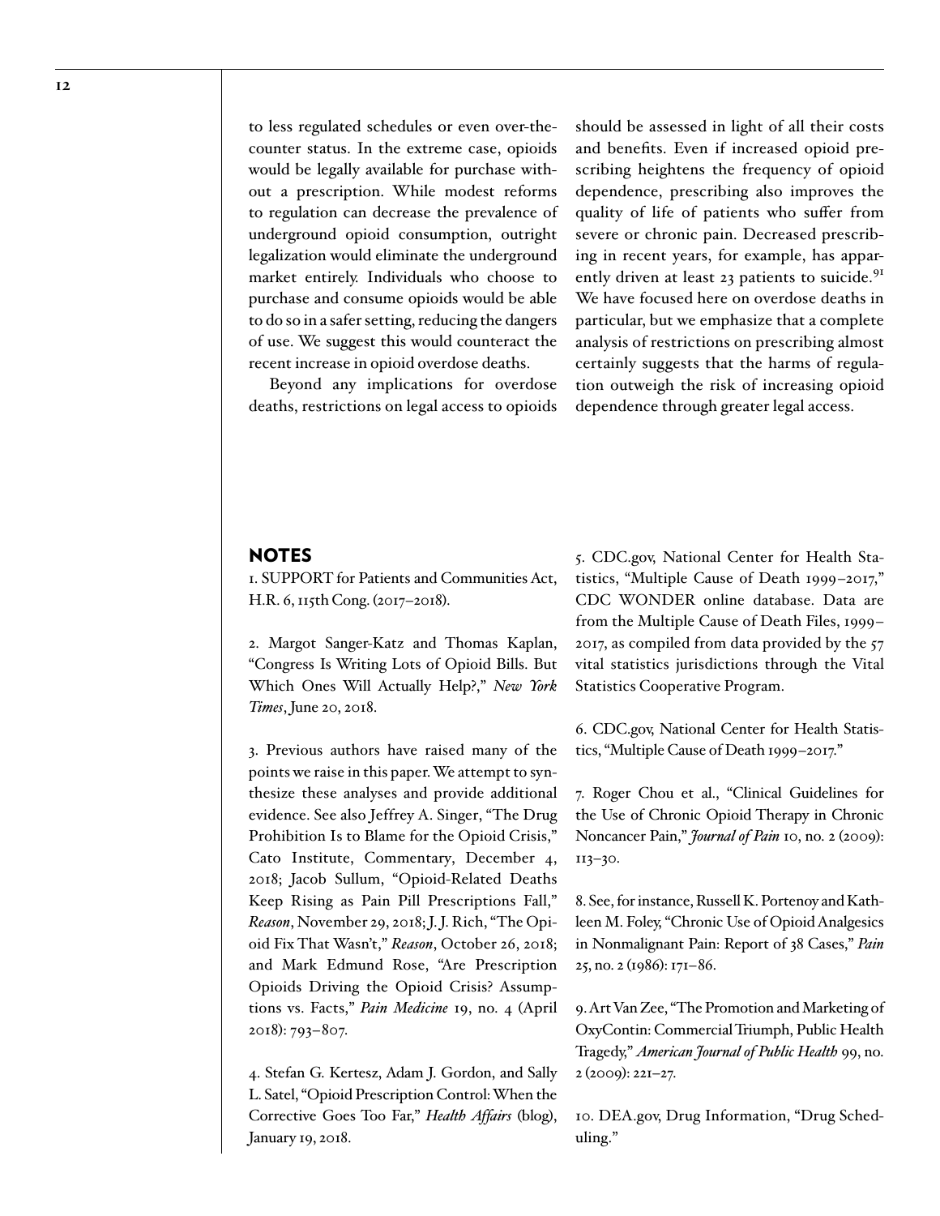to less regulated schedules or even over-the-counter status. In the extreme case, opioids would be legally available for purchase without a prescription. While modest reforms to regulation can decrease the prevalence of underground opioid consumption, outright legalization would eliminate the underground market entirely. Individuals who choose to purchase and consume opioids would be able to do so in a safer setting, reducing the dangers of use. We suggest this would counteract the recent increase in opioid overdose deaths.

Beyond any implications for overdose deaths, restrictions on legal access to opioids should be assessed in light of all their costs and benefits. Even if increased opioid prescribing heightens the frequency of opioid dependence, prescribing also improves the quality of life of patients who suffer from severe or chronic pain. Decreased prescribing in recent years, for example, has apparently driven at least 23 patients to suicide.[91] We have focused here on overdose deaths in particular, but we emphasize that a complete analysis of restrictions on prescribing almost certainly suggests that the harms of regulation outweigh the risk of increasing opioid dependence through greater legal access.

## NOTES

1. SUPPORT for Patients and Communities Act, H.R. 6, 115th Cong. (2017–2018).

2. Margot Sanger-Katz and Thomas Kaplan, "Congress Is Writing Lots of Opioid Bills. But Which Ones Will Actually Help?," *New York Times*, June 20, 2018.

3. Previous authors have raised many of the points we raise in this paper. We attempt to synthesize these analyses and provide additional evidence. See also Jeffrey A. Singer, "The Drug Prohibition Is to Blame for the Opioid Crisis," Cato Institute, Commentary, December 4, 2018; Jacob Sullum, "Opioid-Related Deaths Keep Rising as Pain Pill Prescriptions Fall," *Reason*, November 29, 2018; J. J. Rich, "The Opioid Fix That Wasn't," *Reason*, October 26, 2018; and Mark Edmund Rose, "Are Prescription Opioids Driving the Opioid Crisis? Assumptions vs. Facts," *Pain Medicine* 19, no. 4 (April 2018): 793–807.

4. Stefan G. Kertesz, Adam J. Gordon, and Sally L. Satel, "Opioid Prescription Control: When the Corrective Goes Too Far," *Health Affairs* (blog), January 19, 2018.

5. CDC.gov, National Center for Health Statistics, "Multiple Cause of Death 1999–2017," CDC WONDER online database. Data are from the Multiple Cause of Death Files, 1999–2017, as compiled from data provided by the 57 vital statistics jurisdictions through the Vital Statistics Cooperative Program.

6. CDC.gov, National Center for Health Statistics, "Multiple Cause of Death 1999–2017."

7. Roger Chou et al., "Clinical Guidelines for the Use of Chronic Opioid Therapy in Chronic Noncancer Pain," *Journal of Pain* 10, no. 2 (2009): 113–30.

8. See, for instance, Russell K. Portenoy and Kathleen M. Foley, "Chronic Use of Opioid Analgesics in Nonmalignant Pain: Report of 38 Cases," *Pain* 25, no. 2 (1986): 171–86.

9. Art Van Zee, "The Promotion and Marketing of OxyContin: Commercial Triumph, Public Health Tragedy," *American Journal of Public Health* 99, no. 2 (2009): 221–27.

10. DEA.gov, Drug Information, "Drug Scheduling."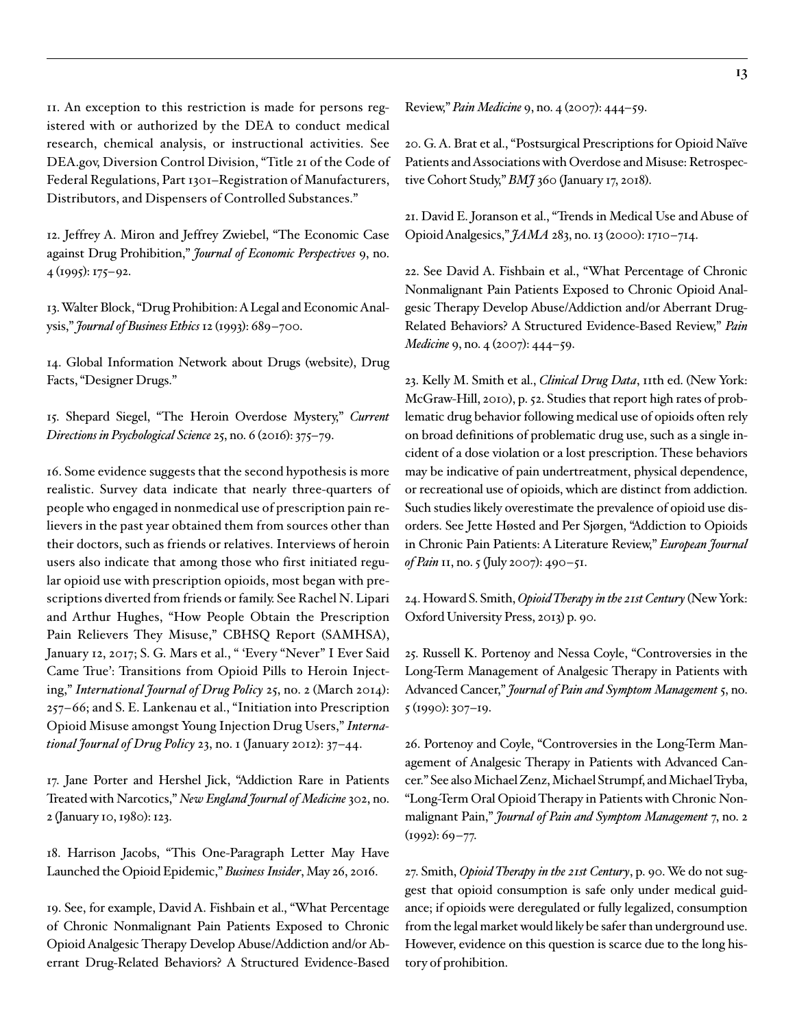11. An exception to this restriction is made for persons registered with or authorized by the DEA to conduct medical research, chemical analysis, or instructional activities. See DEA.gov, Diversion Control Division, "Title 21 of the Code of Federal Regulations, Part 1301–Registration of Manufacturers, Distributors, and Dispensers of Controlled Substances."

12. Jeffrey A. Miron and Jeffrey Zwiebel, "The Economic Case against Drug Prohibition," *Journal of Economic Perspectives* 9, no. 4 (1995): 175–92.

13. Walter Block, "Drug Prohibition: A Legal and Economic Analysis," *Journal of Business Ethics* 12 (1993): 689–700.

14. Global Information Network about Drugs (website), Drug Facts, "Designer Drugs."

15. Shepard Siegel, "The Heroin Overdose Mystery," *Current Directions in Psychological Science* 25, no. 6 (2016): 375–79.

16. Some evidence suggests that the second hypothesis is more realistic. Survey data indicate that nearly three-quarters of people who engaged in nonmedical use of prescription pain relievers in the past year obtained them from sources other than their doctors, such as friends or relatives. Interviews of heroin users also indicate that among those who first initiated regular opioid use with prescription opioids, most began with prescriptions diverted from friends or family. See Rachel N. Lipari and Arthur Hughes, "How People Obtain the Prescription Pain Relievers They Misuse," CBHSQ Report (SAMHSA), January 12, 2017; S. G. Mars et al., " 'Every "Never" I Ever Said Came True': Transitions from Opioid Pills to Heroin Injecting," *International Journal of Drug Policy* 25, no. 2 (March 2014): 257–66; and S. E. Lankenau et al., "Initiation into Prescription Opioid Misuse amongst Young Injection Drug Users," *International Journal of Drug Policy* 23, no. 1 (January 2012): 37–44.

17. Jane Porter and Hershel Jick, "Addiction Rare in Patients Treated with Narcotics," *New England Journal of Medicine* 302, no. 2 (January 10, 1980): 123.

18. Harrison Jacobs, "This One-Paragraph Letter May Have Launched the Opioid Epidemic," *Business Insider*, May 26, 2016.

19. See, for example, David A. Fishbain et al., "What Percentage of Chronic Nonmalignant Pain Patients Exposed to Chronic Opioid Analgesic Therapy Develop Abuse/Addiction and/or Aberrant Drug-Related Behaviors? A Structured Evidence-Based Review," *Pain Medicine* 9, no. 4 (2007): 444–59.

20. G. A. Brat et al., "Postsurgical Prescriptions for Opioid Naïve Patients and Associations with Overdose and Misuse: Retrospective Cohort Study," *BMJ* 360 (January 17, 2018).

21. David E. Joranson et al., "Trends in Medical Use and Abuse of Opioid Analgesics," *JAMA* 283, no. 13 (2000): 1710–714.

22. See David A. Fishbain et al., "What Percentage of Chronic Nonmalignant Pain Patients Exposed to Chronic Opioid Analgesic Therapy Develop Abuse/Addiction and/or Aberrant Drug-Related Behaviors? A Structured Evidence-Based Review," *Pain Medicine* 9, no. 4 (2007): 444–59.

23. Kelly M. Smith et al., *Clinical Drug Data*, 11th ed. (New York: McGraw-Hill, 2010), p. 52. Studies that report high rates of problematic drug behavior following medical use of opioids often rely on broad definitions of problematic drug use, such as a single incident of a dose violation or a lost prescription. These behaviors may be indicative of pain undertreatment, physical dependence, or recreational use of opioids, which are distinct from addiction. Such studies likely overestimate the prevalence of opioid use disorders. See Jette Høsted and Per Sjørgen, "Addiction to Opioids in Chronic Pain Patients: A Literature Review," *European Journal of Pain* 11, no. 5 (July 2007): 490–51.

24. Howard S. Smith, *Opioid Therapy in the 21st Century* (New York: Oxford University Press, 2013) p. 90.

25. Russell K. Portenoy and Nessa Coyle, "Controversies in the Long-Term Management of Analgesic Therapy in Patients with Advanced Cancer," *Journal of Pain and Symptom Management* 5, no. 5 (1990): 307–19.

26. Portenoy and Coyle, "Controversies in the Long-Term Management of Analgesic Therapy in Patients with Advanced Cancer." See also Michael Zenz, Michael Strumpf, and Michael Tryba, "Long-Term Oral Opioid Therapy in Patients with Chronic Nonmalignant Pain," *Journal of Pain and Symptom Management* 7, no. 2 (1992): 69–77.

27. Smith, *Opioid Therapy in the 21st Century*, p. 90. We do not suggest that opioid consumption is safe only under medical guidance; if opioids were deregulated or fully legalized, consumption from the legal market would likely be safer than underground use. However, evidence on this question is scarce due to the long history of prohibition.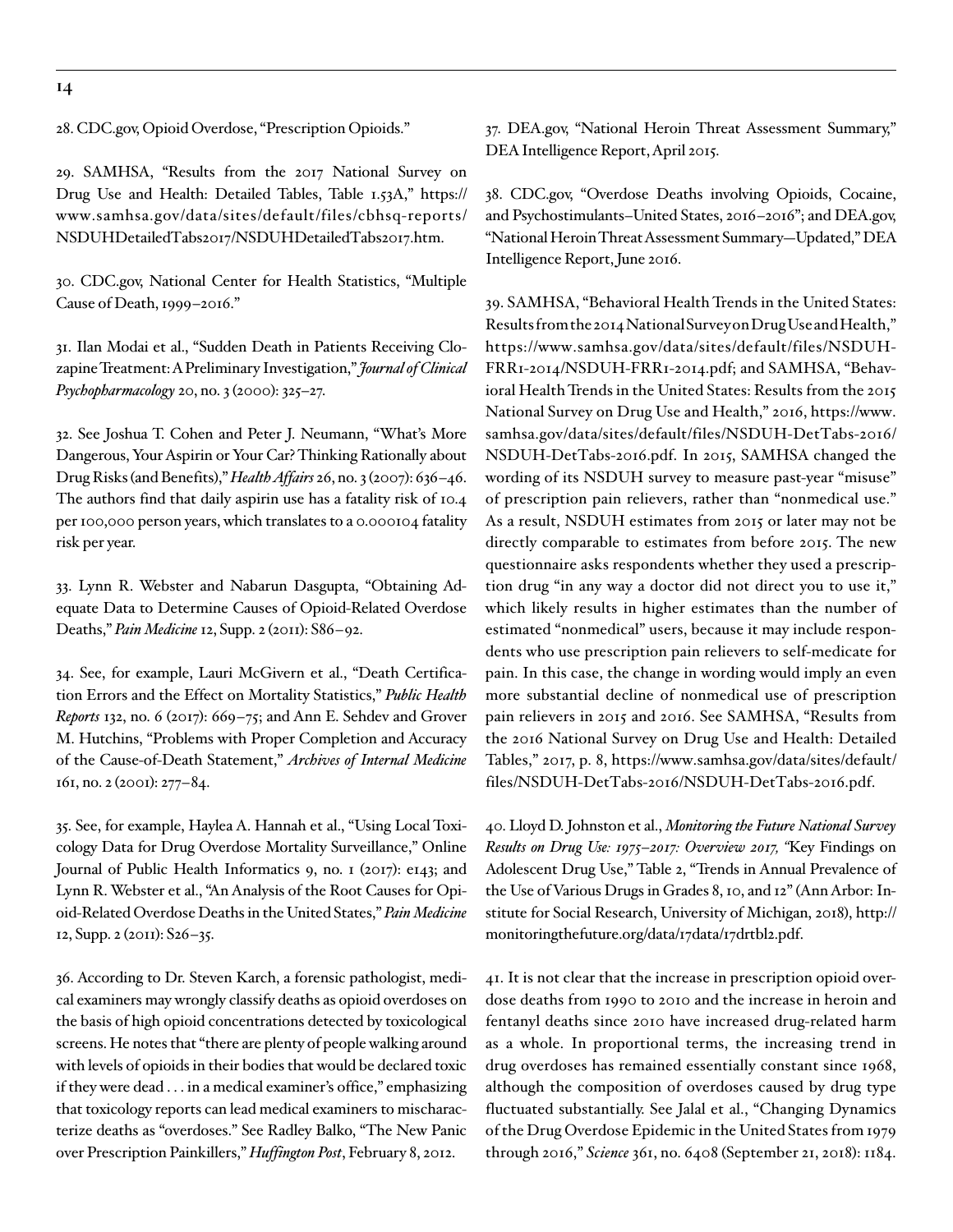28. CDC.gov, Opioid Overdose, "Prescription Opioids."

29. SAMHSA, "Results from the 2017 National Survey on Drug Use and Health: Detailed Tables, Table 1.53A," https://www.samhsa.gov/data/sites/default/files/cbhsq-reports/NSDUHDetailedTabs2017/NSDUHDetailedTabs2017.htm.

30. CDC.gov, National Center for Health Statistics, "Multiple Cause of Death, 1999–2016."

31. Ilan Modai et al., "Sudden Death in Patients Receiving Clozapine Treatment: A Preliminary Investigation," *Journal of Clinical Psychopharmacology* 20, no. 3 (2000): 325–27.

32. See Joshua T. Cohen and Peter J. Neumann, "What's More Dangerous, Your Aspirin or Your Car? Thinking Rationally about Drug Risks (and Benefits)," *Health Affairs* 26, no. 3 (2007): 636–46. The authors find that daily aspirin use has a fatality risk of 10.4 per 100,000 person years, which translates to a 0.000104 fatality risk per year.

33. Lynn R. Webster and Nabarun Dasgupta, "Obtaining Adequate Data to Determine Causes of Opioid-Related Overdose Deaths," *Pain Medicine* 12, Supp. 2 (2011): S86–92.

34. See, for example, Lauri McGivern et al., "Death Certification Errors and the Effect on Mortality Statistics," *Public Health Reports* 132, no. 6 (2017): 669–75; and Ann E. Sehdev and Grover M. Hutchins, "Problems with Proper Completion and Accuracy of the Cause-of-Death Statement," *Archives of Internal Medicine* 161, no. 2 (2001): 277–84.

35. See, for example, Haylea A. Hannah et al., "Using Local Toxicology Data for Drug Overdose Mortality Surveillance," Online Journal of Public Health Informatics 9, no. 1 (2017): e143; and Lynn R. Webster et al., "An Analysis of the Root Causes for Opioid-Related Overdose Deaths in the United States," *Pain Medicine* 12, Supp. 2 (2011): S26–35.

36. According to Dr. Steven Karch, a forensic pathologist, medical examiners may wrongly classify deaths as opioid overdoses on the basis of high opioid concentrations detected by toxicological screens. He notes that "there are plenty of people walking around with levels of opioids in their bodies that would be declared toxic if they were dead . . . in a medical examiner's office," emphasizing that toxicology reports can lead medical examiners to mischaracterize deaths as "overdoses." See Radley Balko, "The New Panic over Prescription Painkillers," *Huffington Post*, February 8, 2012.

37. DEA.gov, "National Heroin Threat Assessment Summary," DEA Intelligence Report, April 2015.

38. CDC.gov, "Overdose Deaths involving Opioids, Cocaine, and Psychostimulants–United States, 2016–2016"; and DEA.gov, "National Heroin Threat Assessment Summary—Updated," DEA Intelligence Report, June 2016.

39. SAMHSA, "Behavioral Health Trends in the United States: Results from the 2014 National Survey on Drug Use and Health," https://www.samhsa.gov/data/sites/default/files/NSDUH-FRR1-2014/NSDUH-FRR1-2014.pdf; and SAMHSA, "Behavioral Health Trends in the United States: Results from the 2015 National Survey on Drug Use and Health," 2016, https://www.samhsa.gov/data/sites/default/files/NSDUH-DetTabs-2016/NSDUH-DetTabs-2016.pdf. In 2015, SAMHSA changed the wording of its NSDUH survey to measure past-year "misuse" of prescription pain relievers, rather than "nonmedical use." As a result, NSDUH estimates from 2015 or later may not be directly comparable to estimates from before 2015. The new questionnaire asks respondents whether they used a prescription drug "in any way a doctor did not direct you to use it," which likely results in higher estimates than the number of estimated "nonmedical" users, because it may include respondents who use prescription pain relievers to self-medicate for pain. In this case, the change in wording would imply an even more substantial decline of nonmedical use of prescription pain relievers in 2015 and 2016. See SAMHSA, "Results from the 2016 National Survey on Drug Use and Health: Detailed Tables," 2017, p. 8, https://www.samhsa.gov/data/sites/default/files/NSDUH-DetTabs-2016/NSDUH-DetTabs-2016.pdf.

40. Lloyd D. Johnston et al., *Monitoring the Future National Survey Results on Drug Use: 1975–2017: Overview 2017,* "Key Findings on Adolescent Drug Use," Table 2, "Trends in Annual Prevalence of the Use of Various Drugs in Grades 8, 10, and 12" (Ann Arbor: Institute for Social Research, University of Michigan, 2018), http://monitoringthefuture.org/data/17data/17drtbl2.pdf.

41. It is not clear that the increase in prescription opioid overdose deaths from 1990 to 2010 and the increase in heroin and fentanyl deaths since 2010 have increased drug-related harm as a whole. In proportional terms, the increasing trend in drug overdoses has remained essentially constant since 1968, although the composition of overdoses caused by drug type fluctuated substantially. See Jalal et al., "Changing Dynamics of the Drug Overdose Epidemic in the United States from 1979 through 2016," *Science* 361, no. 6408 (September 21, 2018): 1184.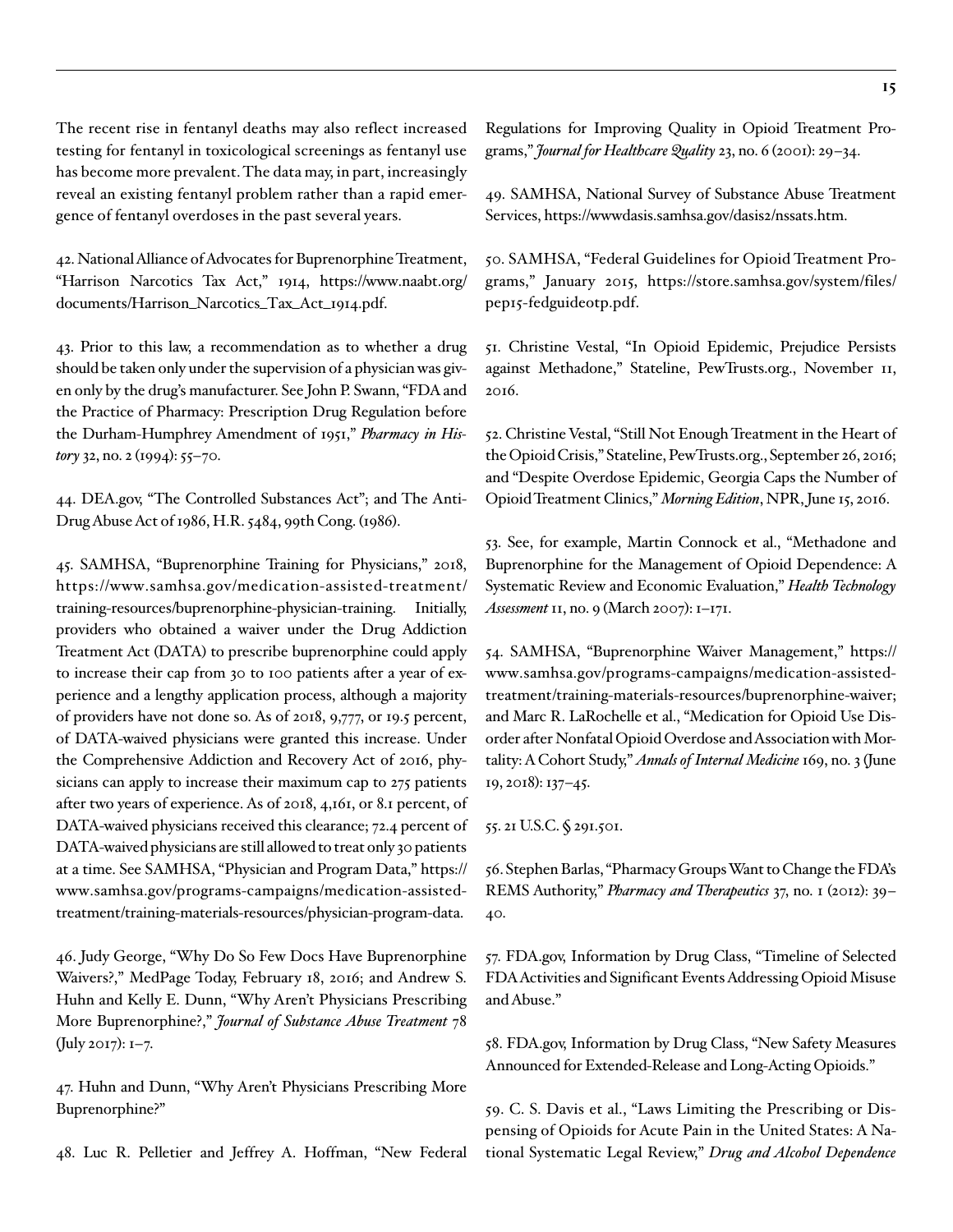The recent rise in fentanyl deaths may also reflect increased testing for fentanyl in toxicological screenings as fentanyl use has become more prevalent. The data may, in part, increasingly reveal an existing fentanyl problem rather than a rapid emergence of fentanyl overdoses in the past several years.

42. National Alliance of Advocates for Buprenorphine Treatment, "Harrison Narcotics Tax Act," 1914, https://www.naabt.org/documents/Harrison_Narcotics_Tax_Act_1914.pdf.

43. Prior to this law, a recommendation as to whether a drug should be taken only under the supervision of a physician was given only by the drug's manufacturer. See John P. Swann, "FDA and the Practice of Pharmacy: Prescription Drug Regulation before the Durham-Humphrey Amendment of 1951," *Pharmacy in History* 32, no. 2 (1994): 55–70.

44. DEA.gov, "The Controlled Substances Act"; and The Anti-Drug Abuse Act of 1986, H.R. 5484, 99th Cong. (1986).

45. SAMHSA, "Buprenorphine Training for Physicians," 2018, https://www.samhsa.gov/medication-assisted-treatment/training-resources/buprenorphine-physician-training. Initially, providers who obtained a waiver under the Drug Addiction Treatment Act (DATA) to prescribe buprenorphine could apply to increase their cap from 30 to 100 patients after a year of experience and a lengthy application process, although a majority of providers have not done so. As of 2018, 9,777, or 19.5 percent, of DATA-waived physicians were granted this increase. Under the Comprehensive Addiction and Recovery Act of 2016, physicians can apply to increase their maximum cap to 275 patients after two years of experience. As of 2018, 4,161, or 8.1 percent, of DATA-waived physicians received this clearance; 72.4 percent of DATA-waived physicians are still allowed to treat only 30 patients at a time. See SAMHSA, "Physician and Program Data," https://www.samhsa.gov/programs-campaigns/medication-assisted-treatment/training-materials-resources/physician-program-data.

46. Judy George, "Why Do So Few Docs Have Buprenorphine Waivers?," MedPage Today, February 18, 2016; and Andrew S. Huhn and Kelly E. Dunn, "Why Aren't Physicians Prescribing More Buprenorphine?," *Journal of Substance Abuse Treatment* 78 (July 2017): 1–7.

47. Huhn and Dunn, "Why Aren't Physicians Prescribing More Buprenorphine?"

48. Luc R. Pelletier and Jeffrey A. Hoffman, "New Federal Regulations for Improving Quality in Opioid Treatment Programs," *Journal for Healthcare Quality* 23, no. 6 (2001): 29–34.

49. SAMHSA, National Survey of Substance Abuse Treatment Services, https://wwwdasis.samhsa.gov/dasis2/nssats.htm.

50. SAMHSA, "Federal Guidelines for Opioid Treatment Programs," January 2015, https://store.samhsa.gov/system/files/pep15-fedguideotp.pdf.

51. Christine Vestal, "In Opioid Epidemic, Prejudice Persists against Methadone," Stateline, PewTrusts.org., November 11, 2016.

52. Christine Vestal, "Still Not Enough Treatment in the Heart of the Opioid Crisis," Stateline, PewTrusts.org., September 26, 2016; and "Despite Overdose Epidemic, Georgia Caps the Number of Opioid Treatment Clinics," *Morning Edition*, NPR, June 15, 2016.

53. See, for example, Martin Connock et al., "Methadone and Buprenorphine for the Management of Opioid Dependence: A Systematic Review and Economic Evaluation," *Health Technology Assessment* 11, no. 9 (March 2007): 1–171.

54. SAMHSA, "Buprenorphine Waiver Management," https://www.samhsa.gov/programs-campaigns/medication-assisted-treatment/training-materials-resources/buprenorphine-waiver; and Marc R. LaRochelle et al., "Medication for Opioid Use Disorder after Nonfatal Opioid Overdose and Association with Mortality: A Cohort Study," *Annals of Internal Medicine* 169, no. 3 (June 19, 2018): 137–45.

55. 21 U.S.C. § 291.501.

56. Stephen Barlas, "Pharmacy Groups Want to Change the FDA's REMS Authority," *Pharmacy and Therapeutics* 37, no. 1 (2012): 39–40.

57. FDA.gov, Information by Drug Class, "Timeline of Selected FDA Activities and Significant Events Addressing Opioid Misuse and Abuse."

58. FDA.gov, Information by Drug Class, "New Safety Measures Announced for Extended-Release and Long-Acting Opioids."

59. C. S. Davis et al., "Laws Limiting the Prescribing or Dispensing of Opioids for Acute Pain in the United States: A National Systematic Legal Review," *Drug and Alcohol Dependence*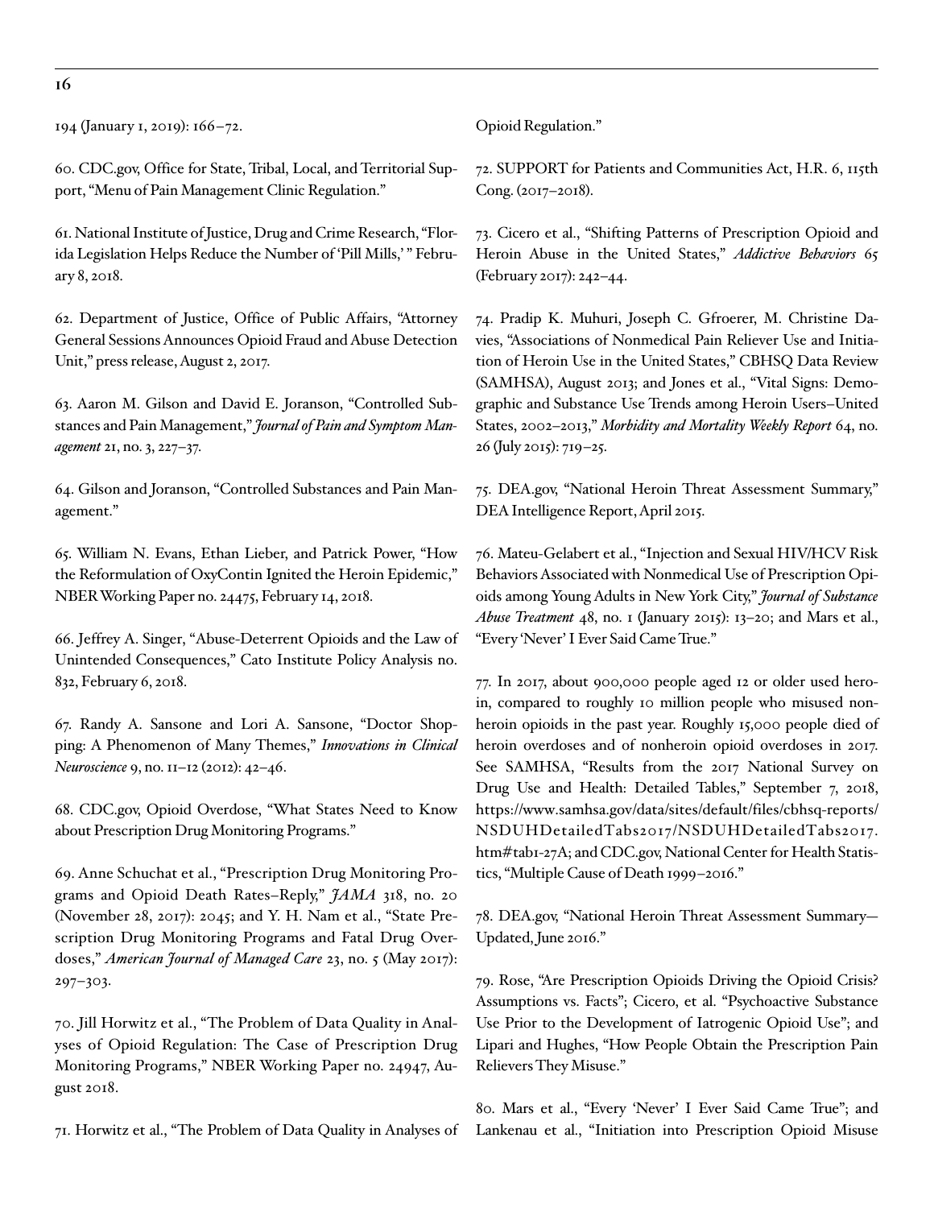194 (January 1, 2019): 166–72.

60. CDC.gov, Office for State, Tribal, Local, and Territorial Support, "Menu of Pain Management Clinic Regulation."

61. National Institute of Justice, Drug and Crime Research, "Florida Legislation Helps Reduce the Number of 'Pill Mills,'" February 8, 2018.

62. Department of Justice, Office of Public Affairs, "Attorney General Sessions Announces Opioid Fraud and Abuse Detection Unit," press release, August 2, 2017.

63. Aaron M. Gilson and David E. Joranson, "Controlled Substances and Pain Management," *Journal of Pain and Symptom Management* 21, no. 3, 227–37.

64. Gilson and Joranson, "Controlled Substances and Pain Management."

65. William N. Evans, Ethan Lieber, and Patrick Power, "How the Reformulation of OxyContin Ignited the Heroin Epidemic," NBER Working Paper no. 24475, February 14, 2018.

66. Jeffrey A. Singer, "Abuse-Deterrent Opioids and the Law of Unintended Consequences," Cato Institute Policy Analysis no. 832, February 6, 2018.

67. Randy A. Sansone and Lori A. Sansone, "Doctor Shopping: A Phenomenon of Many Themes," *Innovations in Clinical Neuroscience* 9, no. 11–12 (2012): 42–46.

68. CDC.gov, Opioid Overdose, "What States Need to Know about Prescription Drug Monitoring Programs."

69. Anne Schuchat et al., "Prescription Drug Monitoring Programs and Opioid Death Rates–Reply," *JAMA* 318, no. 20 (November 28, 2017): 2045; and Y. H. Nam et al., "State Prescription Drug Monitoring Programs and Fatal Drug Overdoses," *American Journal of Managed Care* 23, no. 5 (May 2017): 297–303.

70. Jill Horwitz et al., "The Problem of Data Quality in Analyses of Opioid Regulation: The Case of Prescription Drug Monitoring Programs," NBER Working Paper no. 24947, August 2018.

71. Horwitz et al., "The Problem of Data Quality in Analyses of Opioid Regulation."

72. SUPPORT for Patients and Communities Act, H.R. 6, 115th Cong. (2017–2018).

73. Cicero et al., "Shifting Patterns of Prescription Opioid and Heroin Abuse in the United States," *Addictive Behaviors* 65 (February 2017): 242–44.

74. Pradip K. Muhuri, Joseph C. Gfroerer, M. Christine Davies, "Associations of Nonmedical Pain Reliever Use and Initiation of Heroin Use in the United States," CBHSQ Data Review (SAMHSA), August 2013; and Jones et al., "Vital Signs: Demographic and Substance Use Trends among Heroin Users–United States, 2002–2013," *Morbidity and Mortality Weekly Report* 64, no. 26 (July 2015): 719–25.

75. DEA.gov, "National Heroin Threat Assessment Summary," DEA Intelligence Report, April 2015.

76. Mateu-Gelabert et al., "Injection and Sexual HIV/HCV Risk Behaviors Associated with Nonmedical Use of Prescription Opioids among Young Adults in New York City," *Journal of Substance Abuse Treatment* 48, no. 1 (January 2015): 13–20; and Mars et al., "Every 'Never' I Ever Said Came True."

77. In 2017, about 900,000 people aged 12 or older used heroin, compared to roughly 10 million people who misused nonheroin opioids in the past year. Roughly 15,000 people died of heroin overdoses and of nonheroin opioid overdoses in 2017. See SAMHSA, "Results from the 2017 National Survey on Drug Use and Health: Detailed Tables," September 7, 2018, https://www.samhsa.gov/data/sites/default/files/cbhsq-reports/NSDUHDetailedTabs2017/NSDUHDetailedTabs2017.htm#tab1-27A; and CDC.gov, National Center for Health Statistics, "Multiple Cause of Death 1999–2016."

78. DEA.gov, "National Heroin Threat Assessment Summary—Updated, June 2016."

79. Rose, "Are Prescription Opioids Driving the Opioid Crisis? Assumptions vs. Facts"; Cicero, et al. "Psychoactive Substance Use Prior to the Development of Iatrogenic Opioid Use"; and Lipari and Hughes, "How People Obtain the Prescription Pain Relievers They Misuse."

80. Mars et al., "Every 'Never' I Ever Said Came True"; and Lankenau et al., "Initiation into Prescription Opioid Misuse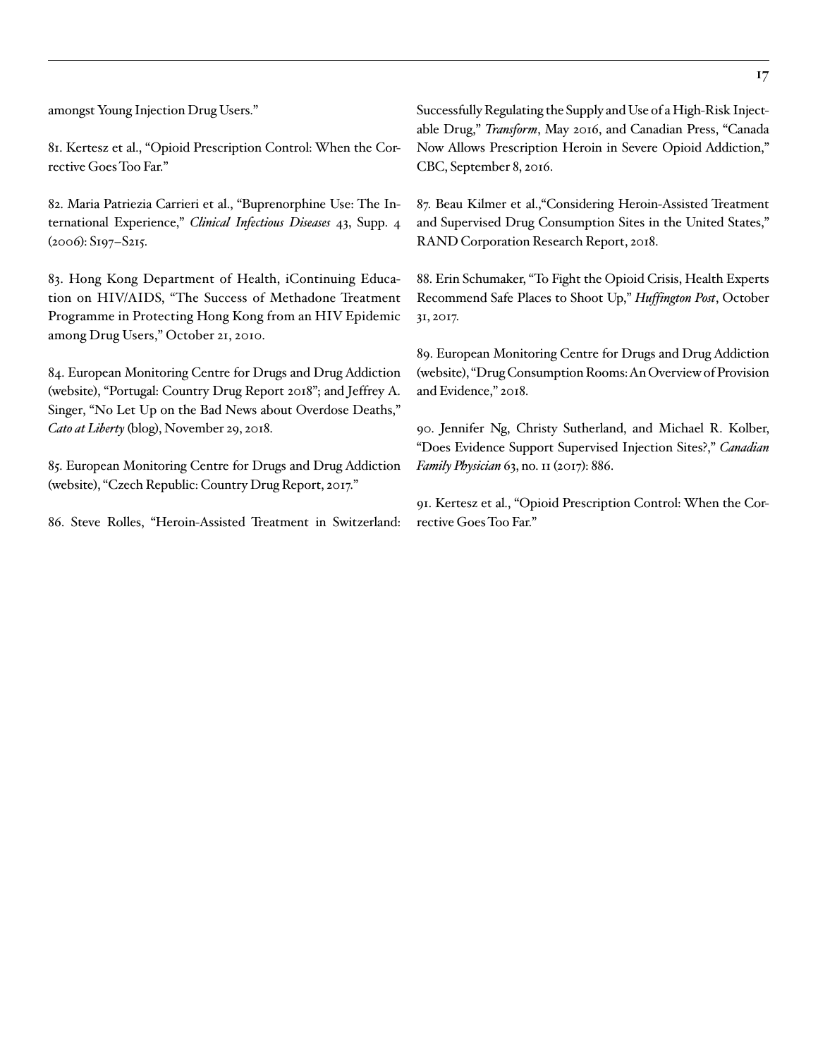amongst Young Injection Drug Users."

81. Kertesz et al., "Opioid Prescription Control: When the Corrective Goes Too Far."

82. Maria Patriezia Carrieri et al., "Buprenorphine Use: The International Experience," *Clinical Infectious Diseases* 43, Supp. 4 (2006): S197–S215.

83. Hong Kong Department of Health, iContinuing Education on HIV/AIDS, "The Success of Methadone Treatment Programme in Protecting Hong Kong from an HIV Epidemic among Drug Users," October 21, 2010.

84. European Monitoring Centre for Drugs and Drug Addiction (website), "Portugal: Country Drug Report 2018"; and Jeffrey A. Singer, "No Let Up on the Bad News about Overdose Deaths," *Cato at Liberty* (blog), November 29, 2018.

85. European Monitoring Centre for Drugs and Drug Addiction (website), "Czech Republic: Country Drug Report, 2017."

86. Steve Rolles, "Heroin-Assisted Treatment in Switzerland: Successfully Regulating the Supply and Use of a High-Risk Injectable Drug," *Transform*, May 2016, and Canadian Press, "Canada Now Allows Prescription Heroin in Severe Opioid Addiction," CBC, September 8, 2016.

87. Beau Kilmer et al.,"Considering Heroin-Assisted Treatment and Supervised Drug Consumption Sites in the United States," RAND Corporation Research Report, 2018.

88. Erin Schumaker, "To Fight the Opioid Crisis, Health Experts Recommend Safe Places to Shoot Up," *Huffington Post*, October 31, 2017.

89. European Monitoring Centre for Drugs and Drug Addiction (website), "Drug Consumption Rooms: An Overview of Provision and Evidence," 2018.

90. Jennifer Ng, Christy Sutherland, and Michael R. Kolber, "Does Evidence Support Supervised Injection Sites?," *Canadian Family Physician* 63, no. 11 (2017): 886.

91. Kertesz et al., "Opioid Prescription Control: When the Corrective Goes Too Far."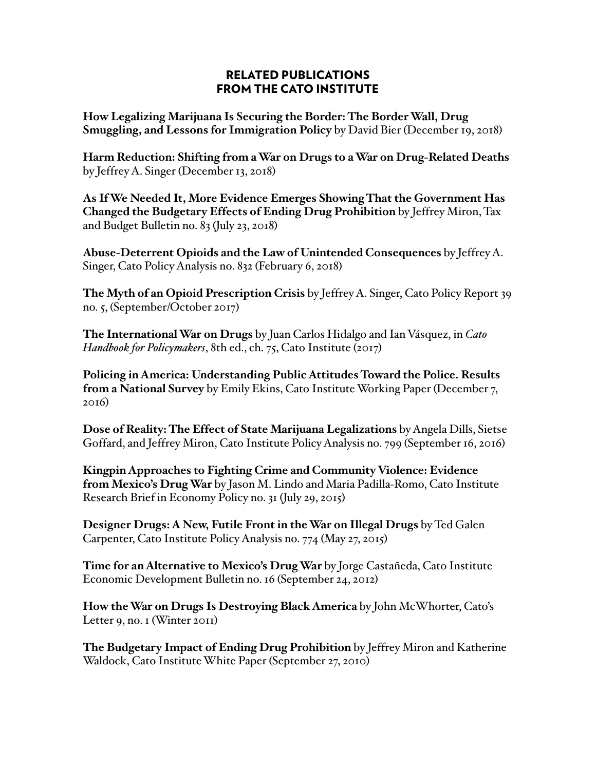## RELATED PUBLICATIONS FROM THE CATO INSTITUTE

**How Legalizing Marijuana Is Securing the Border: The Border Wall, Drug Smuggling, and Lessons for Immigration Policy** by David Bier (December 19, 2018)

**Harm Reduction: Shifting from a War on Drugs to a War on Drug-Related Deaths** by Jeffrey A. Singer (December 13, 2018)

**As If We Needed It, More Evidence Emerges Showing That the Government Has Changed the Budgetary Effects of Ending Drug Prohibition** by Jeffrey Miron, Tax and Budget Bulletin no. 83 (July 23, 2018)

**Abuse-Deterrent Opioids and the Law of Unintended Consequences** by Jeffrey A. Singer, Cato Policy Analysis no. 832 (February 6, 2018)

**The Myth of an Opioid Prescription Crisis** by Jeffrey A. Singer, Cato Policy Report 39 no. 5, (September/October 2017)

**The International War on Drugs** by Juan Carlos Hidalgo and Ian Vásquez, in *Cato Handbook for Policymakers*, 8th ed., ch. 75, Cato Institute (2017)

**Policing in America: Understanding Public Attitudes Toward the Police. Results from a National Survey** by Emily Ekins, Cato Institute Working Paper (December 7, 2016)

**Dose of Reality: The Effect of State Marijuana Legalizations** by Angela Dills, Sietse Goffard, and Jeffrey Miron, Cato Institute Policy Analysis no. 799 (September 16, 2016)

**Kingpin Approaches to Fighting Crime and Community Violence: Evidence from Mexico's Drug War** by Jason M. Lindo and Maria Padilla-Romo, Cato Institute Research Brief in Economy Policy no. 31 (July 29, 2015)

**Designer Drugs: A New, Futile Front in the War on Illegal Drugs** by Ted Galen Carpenter, Cato Institute Policy Analysis no. 774 (May 27, 2015)

**Time for an Alternative to Mexico's Drug War** by Jorge Castañeda, Cato Institute Economic Development Bulletin no. 16 (September 24, 2012)

**How the War on Drugs Is Destroying Black America** by John McWhorter, Cato's Letter 9, no. 1 (Winter 2011)

**The Budgetary Impact of Ending Drug Prohibition** by Jeffrey Miron and Katherine Waldock, Cato Institute White Paper (September 27, 2010)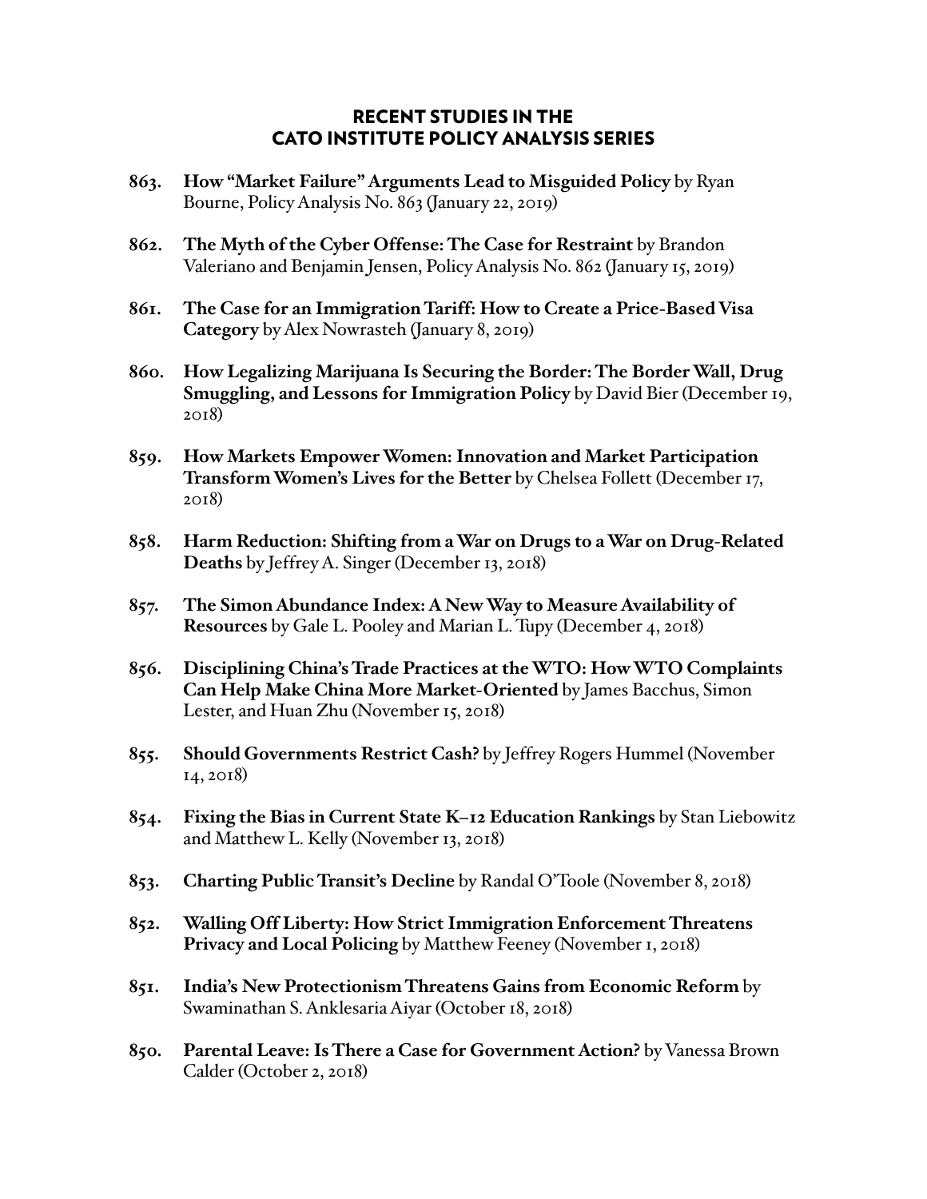## RECENT STUDIES IN THE CATO INSTITUTE POLICY ANALYSIS SERIES

**863. How "Market Failure" Arguments Lead to Misguided Policy** by Ryan Bourne, Policy Analysis No. 863 (January 22, 2019)

**862. The Myth of the Cyber Offense: The Case for Restraint** by Brandon Valeriano and Benjamin Jensen, Policy Analysis No. 862 (January 15, 2019)

**861. The Case for an Immigration Tariff: How to Create a Price-Based Visa Category** by Alex Nowrasteh (January 8, 2019)

**860. How Legalizing Marijuana Is Securing the Border: The Border Wall, Drug Smuggling, and Lessons for Immigration Policy** by David Bier (December 19, 2018)

**859. How Markets Empower Women: Innovation and Market Participation Transform Women's Lives for the Better** by Chelsea Follett (December 17, 2018)

**858. Harm Reduction: Shifting from a War on Drugs to a War on Drug-Related Deaths** by Jeffrey A. Singer (December 13, 2018)

**857. The Simon Abundance Index: A New Way to Measure Availability of Resources** by Gale L. Pooley and Marian L. Tupy (December 4, 2018)

**856. Disciplining China's Trade Practices at the WTO: How WTO Complaints Can Help Make China More Market-Oriented** by James Bacchus, Simon Lester, and Huan Zhu (November 15, 2018)

**855. Should Governments Restrict Cash?** by Jeffrey Rogers Hummel (November 14, 2018)

**854. Fixing the Bias in Current State K–12 Education Rankings** by Stan Liebowitz and Matthew L. Kelly (November 13, 2018)

**853. Charting Public Transit's Decline** by Randal O'Toole (November 8, 2018)

**852. Walling Off Liberty: How Strict Immigration Enforcement Threatens Privacy and Local Policing** by Matthew Feeney (November 1, 2018)

**851. India's New Protectionism Threatens Gains from Economic Reform** by Swaminathan S. Anklesaria Aiyar (October 18, 2018)

**850. Parental Leave: Is There a Case for Government Action?** by Vanessa Brown Calder (October 2, 2018)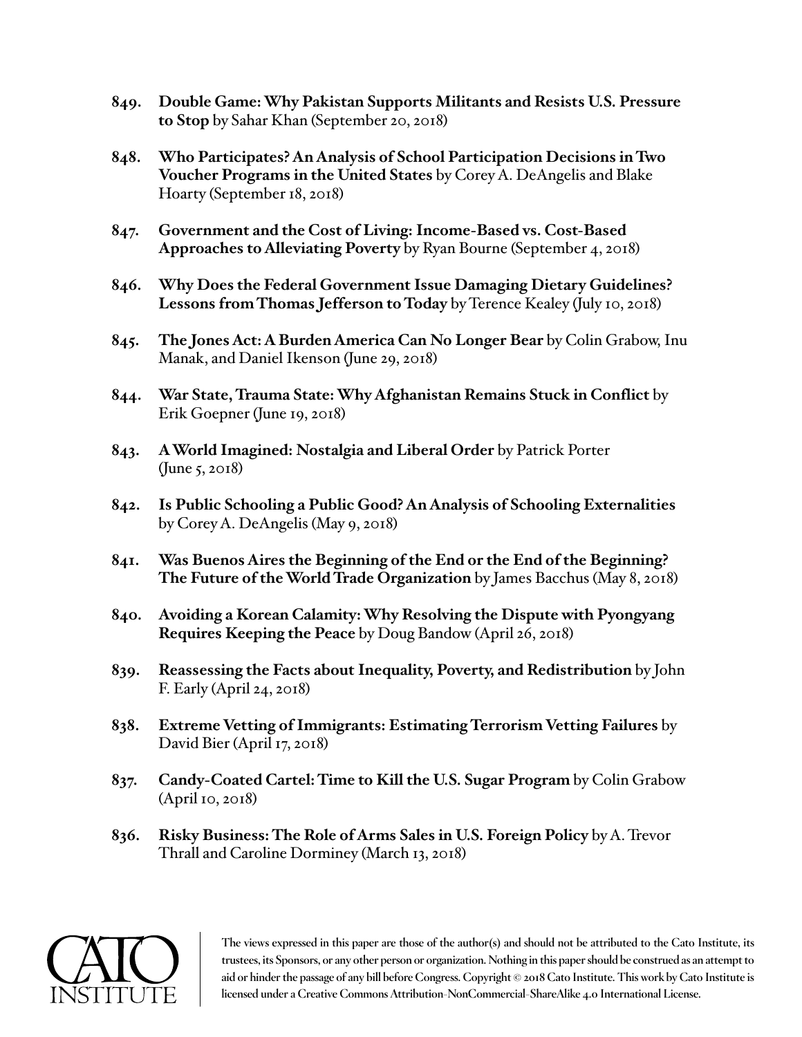849. **Double Game: Why Pakistan Supports Militants and Resists U.S. Pressure to Stop** by Sahar Khan (September 20, 2018)

848. **Who Participates? An Analysis of School Participation Decisions in Two Voucher Programs in the United States** by Corey A. DeAngelis and Blake Hoarty (September 18, 2018)

847. **Government and the Cost of Living: Income-Based vs. Cost-Based Approaches to Alleviating Poverty** by Ryan Bourne (September 4, 2018)

846. **Why Does the Federal Government Issue Damaging Dietary Guidelines? Lessons from Thomas Jefferson to Today** by Terence Kealey (July 10, 2018)

845. **The Jones Act: A Burden America Can No Longer Bear** by Colin Grabow, Inu Manak, and Daniel Ikenson (June 29, 2018)

844. **War State, Trauma State: Why Afghanistan Remains Stuck in Conflict** by Erik Goepner (June 19, 2018)

843. **A World Imagined: Nostalgia and Liberal Order** by Patrick Porter (June 5, 2018)

842. **Is Public Schooling a Public Good? An Analysis of Schooling Externalities** by Corey A. DeAngelis (May 9, 2018)

841. **Was Buenos Aires the Beginning of the End or the End of the Beginning? The Future of the World Trade Organization** by James Bacchus (May 8, 2018)

840. **Avoiding a Korean Calamity: Why Resolving the Dispute with Pyongyang Requires Keeping the Peace** by Doug Bandow (April 26, 2018)

839. **Reassessing the Facts about Inequality, Poverty, and Redistribution** by John F. Early (April 24, 2018)

838. **Extreme Vetting of Immigrants: Estimating Terrorism Vetting Failures** by David Bier (April 17, 2018)

837. **Candy-Coated Cartel: Time to Kill the U.S. Sugar Program** by Colin Grabow (April 10, 2018)

836. **Risky Business: The Role of Arms Sales in U.S. Foreign Policy** by A. Trevor Thrall and Caroline Dorminey (March 13, 2018)

CATO INSTITUTE

The views expressed in this paper are those of the author(s) and should not be attributed to the Cato Institute, its trustees, its Sponsors, or any other person or organization. Nothing in this paper should be construed as an attempt to aid or hinder the passage of any bill before Congress. Copyright © 2018 Cato Institute. This work by Cato Institute is licensed under a Creative Commons Attribution-NonCommercial-ShareAlike 4.0 International License.